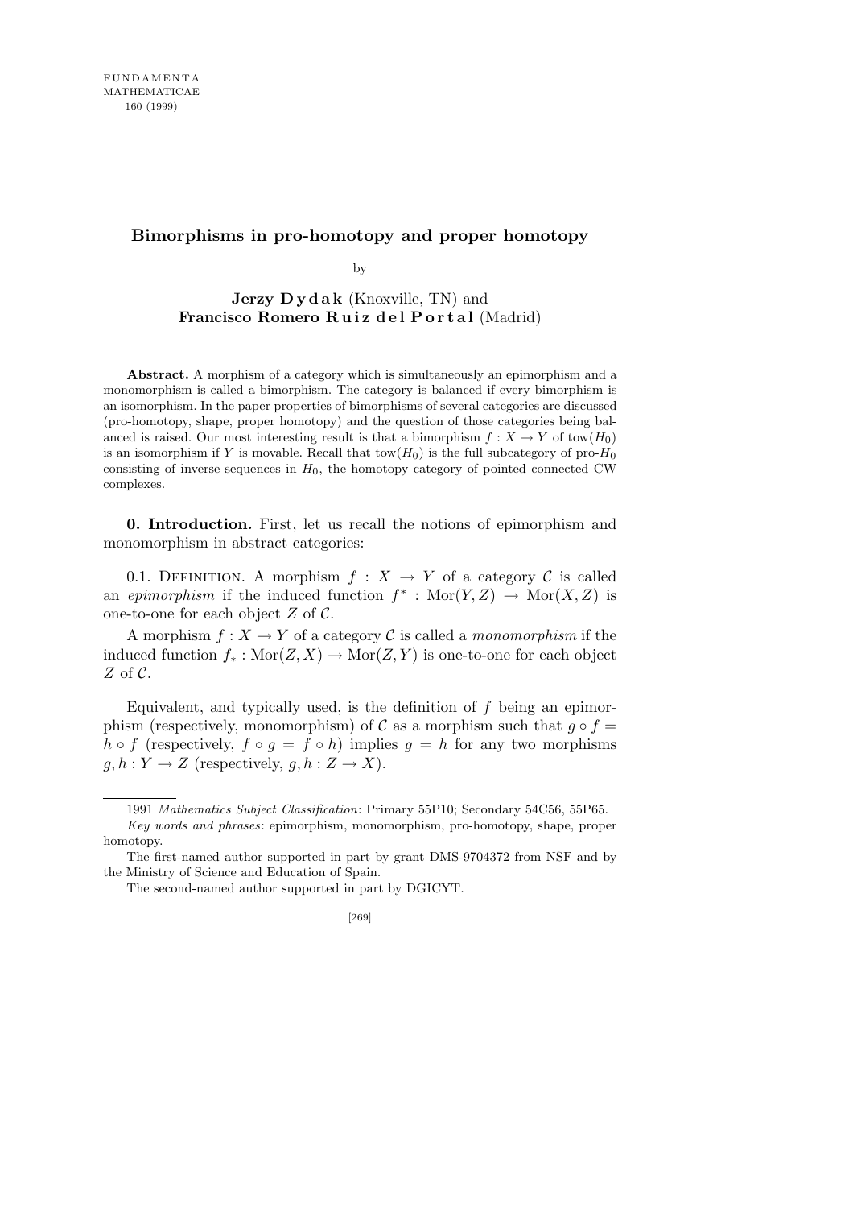# Bimorphisms in pro-homotopy and proper homotopy

by

**Jerzy Dydak** (Knoxville, TN) and
**Francisco Romero Ruiz del Portal** (Madrid)

**Abstract.** A morphism of a category which is simultaneously an epimorphism and a monomorphism is called a bimorphism. The category is balanced if every bimorphism is an isomorphism. In the paper properties of bimorphisms of several categories are discussed (pro-homotopy, shape, proper homotopy) and the question of those categories being balanced is raised. Our most interesting result is that a bimorphism $f : X \to Y$ of $\text{tow}(H_0)$ is an isomorphism if $Y$ is movable. Recall that $\text{tow}(H_0)$ is the full subcategory of pro-$H_0$ consisting of inverse sequences in $H_0$, the homotopy category of pointed connected CW complexes.

**0. Introduction.** First, let us recall the notions of epimorphism and monomorphism in abstract categories:

0.1. Definition. A morphism $f : X \to Y$ of a category $\mathcal{C}$ is called an *epimorphism* if the induced function $f^* : \text{Mor}(Y, Z) \to \text{Mor}(X, Z)$ is one-to-one for each object $Z$ of $\mathcal{C}$.

A morphism $f : X \to Y$ of a category $\mathcal{C}$ is called a *monomorphism* if the induced function $f_* : \text{Mor}(Z, X) \to \text{Mor}(Z, Y)$ is one-to-one for each object $Z$ of $\mathcal{C}$.

Equivalent, and typically used, is the definition of $f$ being an epimorphism (respectively, monomorphism) of $\mathcal{C}$ as a morphism such that $g \circ f = h \circ f$ (respectively, $f \circ g = f \circ h$) implies $g = h$ for any two morphisms $g, h : Y \to Z$ (respectively, $g, h : Z \to X$).

1991 *Mathematics Subject Classification*: Primary 55P10; Secondary 54C56, 55P65.

*Key words and phrases*: epimorphism, monomorphism, pro-homotopy, shape, proper homotopy.

The first-named author supported in part by grant DMS-9704372 from NSF and by the Ministry of Science and Education of Spain.

The second-named author supported in part by DGICYT.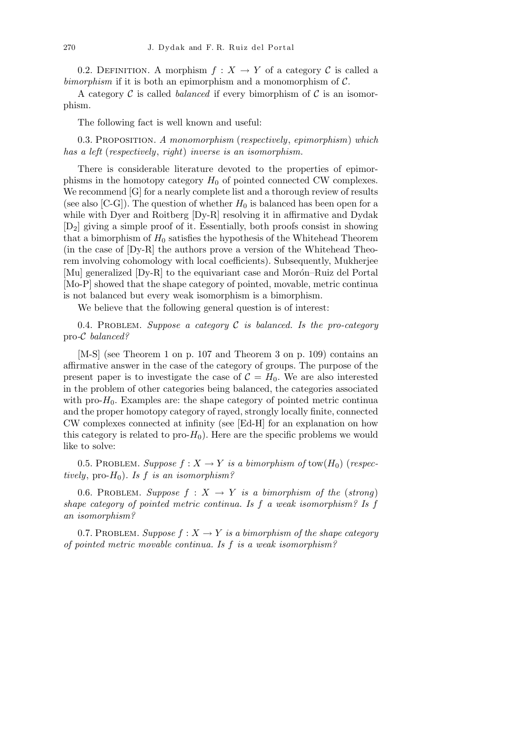0.2. Definition. A morphism $f : X \to Y$ of a category $\mathcal{C}$ is called a *bimorphism* if it is both an epimorphism and a monomorphism of $\mathcal{C}$.

A category $\mathcal{C}$ is called *balanced* if every bimorphism of $\mathcal{C}$ is an isomorphism.

The following fact is well known and useful:

0.3. Proposition. *A monomorphism* (*respectively*, *epimorphism*) *which has a left* (*respectively*, *right*) *inverse is an isomorphism.*

There is considerable literature devoted to the properties of epimorphisms in the homotopy category $H_0$ of pointed connected CW complexes. We recommend [G] for a nearly complete list and a thorough review of results (see also [C-G]). The question of whether $H_0$ is balanced has been open for a while with Dyer and Roitberg [Dy-R] resolving it in affirmative and Dydak [$D_2$] giving a simple proof of it. Essentially, both proofs consist in showing that a bimorphism of $H_0$ satisfies the hypothesis of the Whitehead Theorem (in the case of [Dy-R] the authors prove a version of the Whitehead Theorem involving cohomology with local coefficients). Subsequently, Mukherjee [Mu] generalized [Dy-R] to the equivariant case and Morón–Ruiz del Portal [Mo-P] showed that the shape category of pointed, movable, metric continua is not balanced but every weak isomorphism is a bimorphism.

We believe that the following general question is of interest:

0.4. Problem. *Suppose a category $\mathcal{C}$ is balanced. Is the pro-category* pro-$\mathcal{C}$ *balanced?*

[M-S] (see Theorem 1 on p. 107 and Theorem 3 on p. 109) contains an affirmative answer in the case of the category of groups. The purpose of the present paper is to investigate the case of $\mathcal{C} = H_0$. We are also interested in the problem of other categories being balanced, the categories associated with pro-$H_0$. Examples are: the shape category of pointed metric continua and the proper homotopy category of rayed, strongly locally finite, connected CW complexes connected at infinity (see [Ed-H] for an explanation on how this category is related to pro-$H_0$). Here are the specific problems we would like to solve:

0.5. Problem. *Suppose $f : X \to Y$ is a bimorphism of* $\mathrm{tow}(H_0)$ (*respectively*, pro-$H_0$). *Is $f$ an isomorphism?*

0.6. Problem. *Suppose $f : X \to Y$ is a bimorphism of the* (*strong*) *shape category of pointed metric continua. Is $f$ a weak isomorphism? Is $f$ an isomorphism?*

0.7. Problem. *Suppose $f : X \to Y$ is a bimorphism of the shape category of pointed metric movable continua. Is $f$ a weak isomorphism?*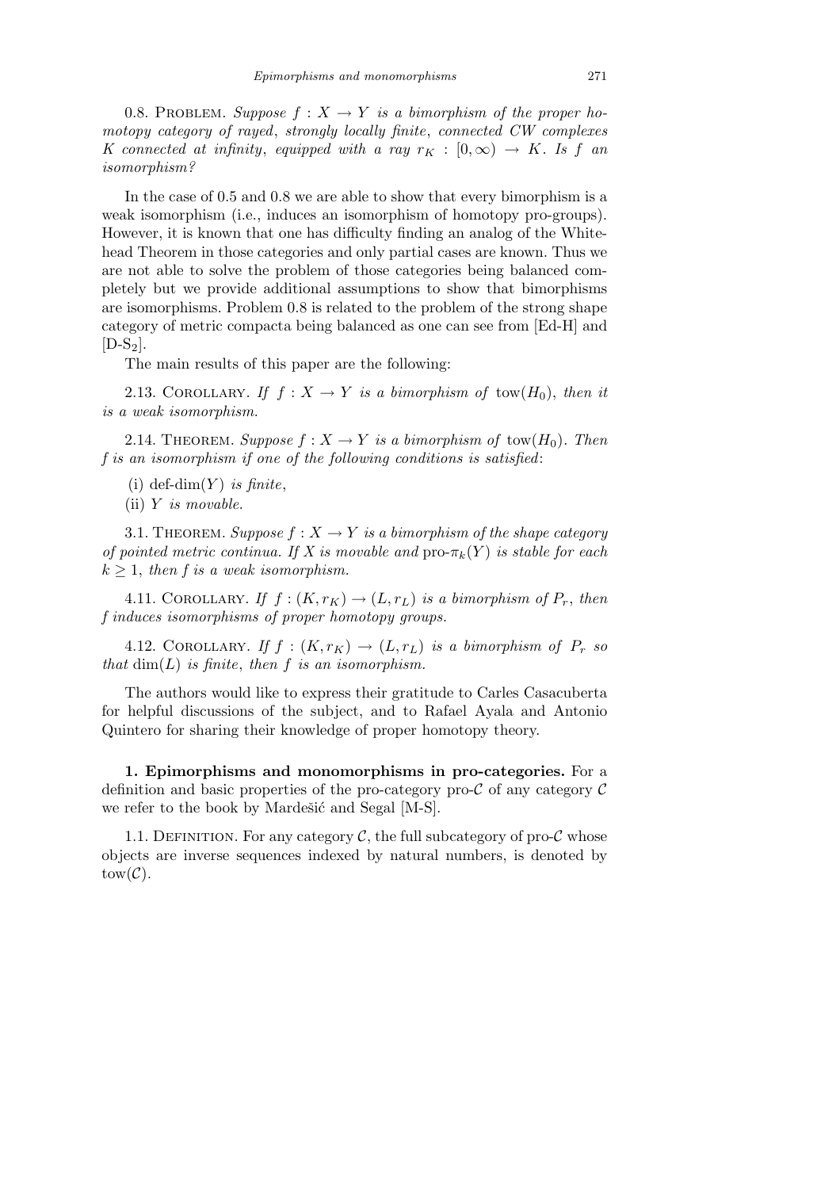0.8. Problem. *Suppose $f : X \to Y$ is a bimorphism of the proper homotopy category of rayed, strongly locally finite, connected CW complexes $K$ connected at infinity, equipped with a ray $r_K : [0,\infty) \to K$. Is $f$ an isomorphism?*

In the case of 0.5 and 0.8 we are able to show that every bimorphism is a weak isomorphism (i.e., induces an isomorphism of homotopy pro-groups). However, it is known that one has difficulty finding an analog of the Whitehead Theorem in those categories and only partial cases are known. Thus we are not able to solve the problem of those categories being balanced completely but we provide additional assumptions to show that bimorphisms are isomorphisms. Problem 0.8 is related to the problem of the strong shape category of metric compacta being balanced as one can see from [Ed-H] and [D-S$_2$].

The main results of this paper are the following:

2.13. Corollary. *If $f : X \to Y$ is a bimorphism of $\mathrm{tow}(H_0)$, then it is a weak isomorphism.*

2.14. Theorem. *Suppose $f : X \to Y$ is a bimorphism of $\mathrm{tow}(H_0)$. Then $f$ is an isomorphism if one of the following conditions is satisfied*:

(i) def-dim$(Y)$ *is finite*,

(ii) $Y$ *is movable.*

3.1. Theorem. *Suppose $f : X \to Y$ is a bimorphism of the shape category of pointed metric continua. If $X$ is movable and* pro-$\pi_k(Y)$ *is stable for each $k \geq 1$, then $f$ is a weak isomorphism.*

4.11. Corollary. *If $f : (K, r_K) \to (L, r_L)$ is a bimorphism of $P_r$, then $f$ induces isomorphisms of proper homotopy groups.*

4.12. Corollary. *If $f : (K, r_K) \to (L, r_L)$ is a bimorphism of $P_r$ so that* $\dim(L)$ *is finite, then $f$ is an isomorphism.*

The authors would like to express their gratitude to Carles Casacuberta for helpful discussions of the subject, and to Rafael Ayala and Antonio Quintero for sharing their knowledge of proper homotopy theory.

**1. Epimorphisms and monomorphisms in pro-categories.** For a definition and basic properties of the pro-category pro-$\mathcal{C}$ of any category $\mathcal{C}$ we refer to the book by Mardešić and Segal [M-S].

1.1. Definition. For any category $\mathcal{C}$, the full subcategory of pro-$\mathcal{C}$ whose objects are inverse sequences indexed by natural numbers, is denoted by $\mathrm{tow}(\mathcal{C})$.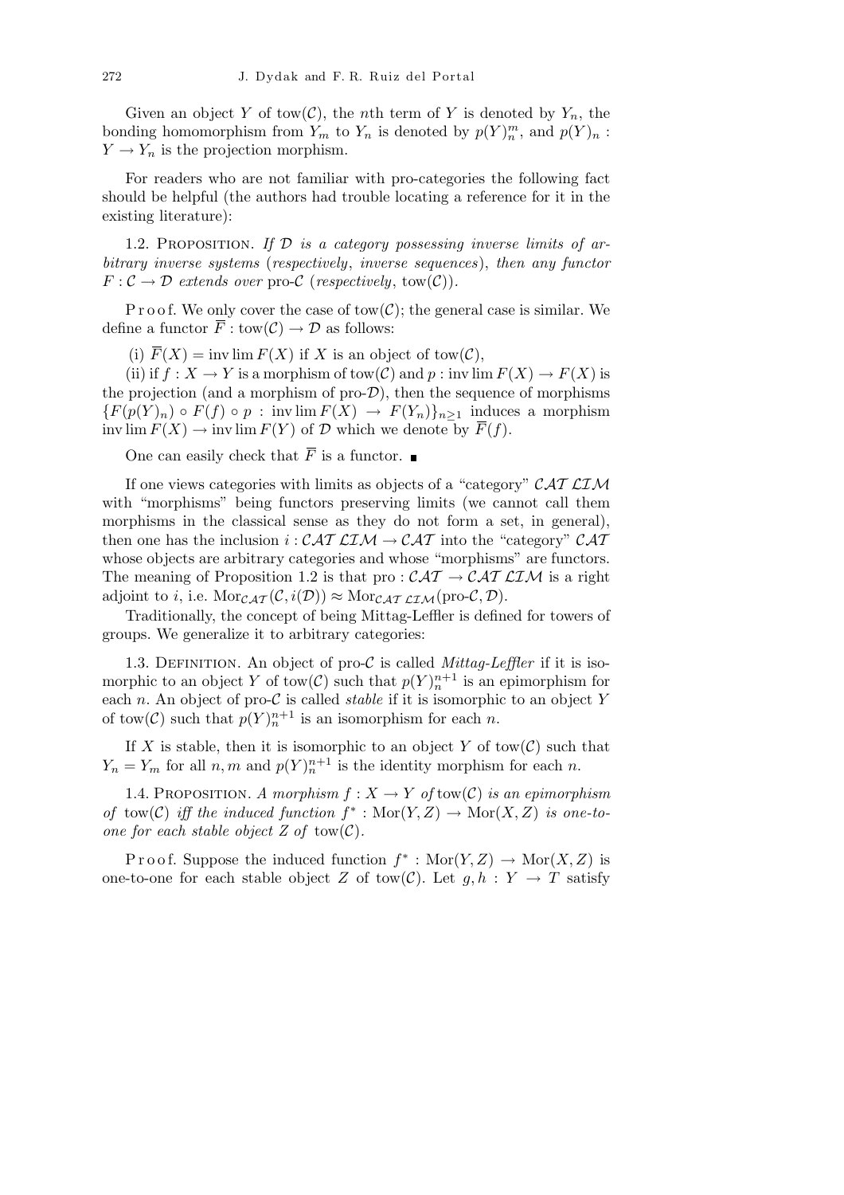Given an object $Y$ of $\text{tow}(\mathcal{C})$, the $n$th term of $Y$ is denoted by $Y_n$, the bonding homomorphism from $Y_m$ to $Y_n$ is denoted by $p(Y)^m_n$, and $p(Y)_n : Y \to Y_n$ is the projection morphism.

For readers who are not familiar with pro-categories the following fact should be helpful (the authors had trouble locating a reference for it in the existing literature):

1.2. Proposition. *If $\mathcal{D}$ is a category possessing inverse limits of arbitrary inverse systems* (*respectively*, *inverse sequences*), *then any functor $F : \mathcal{C} \to \mathcal{D}$ extends over* pro-$\mathcal{C}$ (*respectively*, $\text{tow}(\mathcal{C})$).

Proof. We only cover the case of $\text{tow}(\mathcal{C})$; the general case is similar. We define a functor $\overline{F} : \text{tow}(\mathcal{C}) \to \mathcal{D}$ as follows:

(i) $\overline{F}(X) = \text{inv}\lim F(X)$ if $X$ is an object of $\text{tow}(\mathcal{C})$,

(ii) if $f : X \to Y$ is a morphism of $\text{tow}(\mathcal{C})$ and $p : \text{inv}\lim F(X) \to F(X)$ is the projection (and a morphism of pro-$\mathcal{D}$), then the sequence of morphisms $\{F(p(Y)_n) \circ F(f) \circ p : \text{inv}\lim F(X) \to F(Y_n)\}_{n\geq 1}$ induces a morphism $\text{inv}\lim F(X) \to \text{inv}\lim F(Y)$ of $\mathcal{D}$ which we denote by $\overline{F}(f)$.

One can easily check that $\overline{F}$ is a functor. ∎

If one views categories with limits as objects of a "category" $\mathcal{CAT\ LIM}$ with "morphisms" being functors preserving limits (we cannot call them morphisms in the classical sense as they do not form a set, in general), then one has the inclusion $i : \mathcal{CAT\ LIM} \to \mathcal{CAT}$ into the "category" $\mathcal{CAT}$ whose objects are arbitrary categories and whose "morphisms" are functors. The meaning of Proposition 1.2 is that $\text{pro} : \mathcal{CAT} \to \mathcal{CAT\ LIM}$ is a right adjoint to $i$, i.e. $\text{Mor}_{\mathcal{CAT}}(\mathcal{C}, i(\mathcal{D})) \approx \text{Mor}_{\mathcal{CAT\ LIM}}(\text{pro-}\mathcal{C}, \mathcal{D})$.

Traditionally, the concept of being Mittag-Leffler is defined for towers of groups. We generalize it to arbitrary categories:

1.3. Definition. An object of pro-$\mathcal{C}$ is called *Mittag-Leffler* if it is isomorphic to an object $Y$ of $\text{tow}(\mathcal{C})$ such that $p(Y)^{n+1}_n$ is an epimorphism for each $n$. An object of pro-$\mathcal{C}$ is called *stable* if it is isomorphic to an object $Y$ of $\text{tow}(\mathcal{C})$ such that $p(Y)^{n+1}_n$ is an isomorphism for each $n$.

If $X$ is stable, then it is isomorphic to an object $Y$ of $\text{tow}(\mathcal{C})$ such that $Y_n = Y_m$ for all $n, m$ and $p(Y)^{n+1}_n$ is the identity morphism for each $n$.

1.4. Proposition. *A morphism $f : X \to Y$ of* $\text{tow}(\mathcal{C})$ *is an epimorphism of* $\text{tow}(\mathcal{C})$ *iff the induced function $f^* : \text{Mor}(Y, Z) \to \text{Mor}(X, Z)$ is one-to-one for each stable object $Z$ of* $\text{tow}(\mathcal{C})$.

Proof. Suppose the induced function $f^* : \text{Mor}(Y, Z) \to \text{Mor}(X, Z)$ is one-to-one for each stable object $Z$ of $\text{tow}(\mathcal{C})$. Let $g, h : Y \to T$ satisfy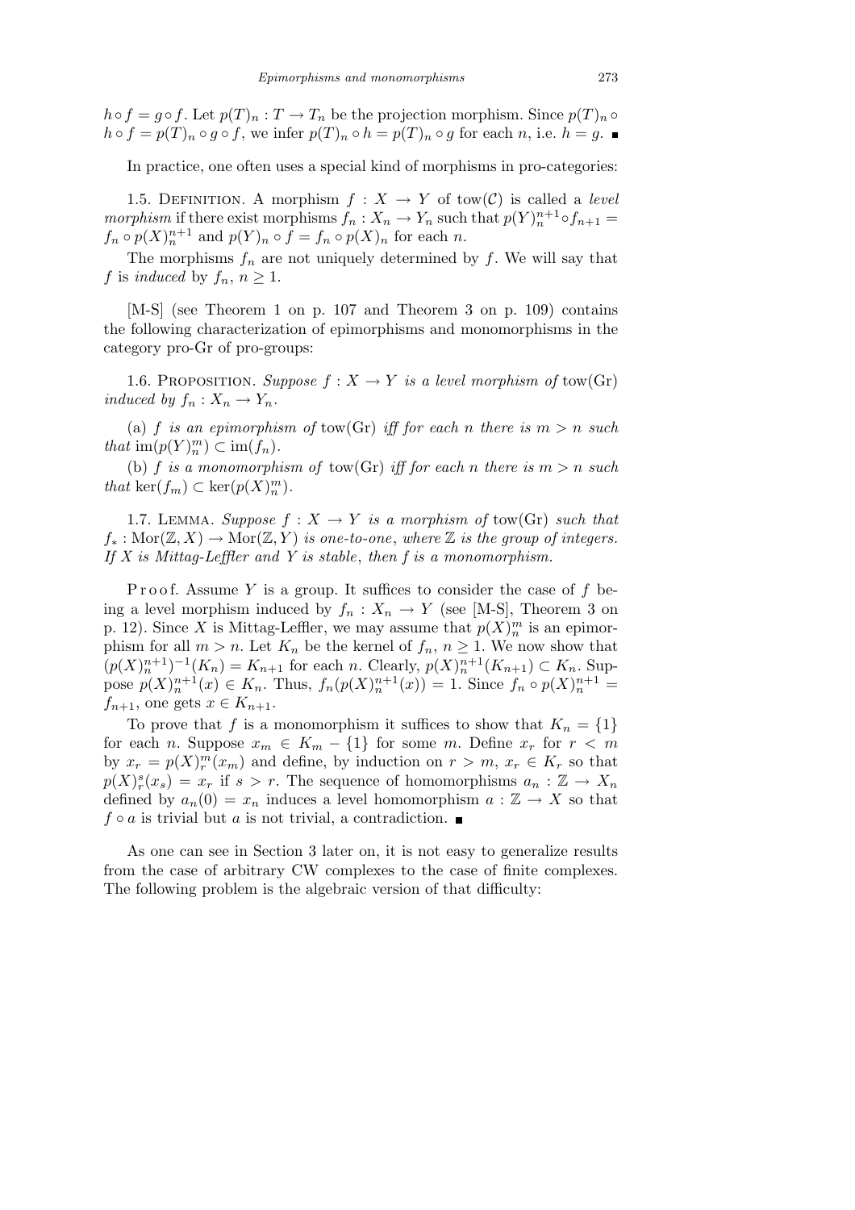$h \circ f = g \circ f$. Let $p(T)_n : T \to T_n$ be the projection morphism. Since $p(T)_n \circ h \circ f = p(T)_n \circ g \circ f$, we infer $p(T)_n \circ h = p(T)_n \circ g$ for each $n$, i.e. $h = g$. ∎

In practice, one often uses a special kind of morphisms in pro-categories:

1.5. Definition. A morphism $f : X \to Y$ of $\mathrm{tow}(\mathcal{C})$ is called a *level morphism* if there exist morphisms $f_n : X_n \to Y_n$ such that $p(Y)_n^{n+1} \circ f_{n+1} = f_n \circ p(X)_n^{n+1}$ and $p(Y)_n \circ f = f_n \circ p(X)_n$ for each $n$.

The morphisms $f_n$ are not uniquely determined by $f$. We will say that $f$ is *induced* by $f_n$, $n \geq 1$.

[M-S] (see Theorem 1 on p. 107 and Theorem 3 on p. 109) contains the following characterization of epimorphisms and monomorphisms in the category pro-Gr of pro-groups:

1.6. Proposition. *Suppose $f : X \to Y$ is a level morphism of $\mathrm{tow}(\mathrm{Gr})$ induced by $f_n : X_n \to Y_n$.*

(a) *$f$ is an epimorphism of $\mathrm{tow}(\mathrm{Gr})$ iff for each $n$ there is $m > n$ such that $\mathrm{im}(p(Y)_n^m) \subset \mathrm{im}(f_n)$.*

(b) *$f$ is a monomorphism of $\mathrm{tow}(\mathrm{Gr})$ iff for each $n$ there is $m > n$ such that $\ker(f_m) \subset \ker(p(X)_n^m)$.*

1.7. Lemma. *Suppose $f : X \to Y$ is a morphism of $\mathrm{tow}(\mathrm{Gr})$ such that $f_* : \mathrm{Mor}(\mathbb{Z}, X) \to \mathrm{Mor}(\mathbb{Z}, Y)$ is one-to-one, where $\mathbb{Z}$ is the group of integers. If $X$ is Mittag-Leffler and $Y$ is stable, then $f$ is a monomorphism.*

Proof. Assume $Y$ is a group. It suffices to consider the case of $f$ being a level morphism induced by $f_n : X_n \to Y$ (see [M-S], Theorem 3 on p. 12). Since $X$ is Mittag-Leffler, we may assume that $p(X)_n^m$ is an epimorphism for all $m > n$. Let $K_n$ be the kernel of $f_n$, $n \geq 1$. We now show that $(p(X)_n^{n+1})^{-1}(K_n) = K_{n+1}$ for each $n$. Clearly, $p(X)_n^{n+1}(K_{n+1}) \subset K_n$. Suppose $p(X)_n^{n+1}(x) \in K_n$. Thus, $f_n(p(X)_n^{n+1}(x)) = 1$. Since $f_n \circ p(X)_n^{n+1} = f_{n+1}$, one gets $x \in K_{n+1}$.

To prove that $f$ is a monomorphism it suffices to show that $K_n = \{1\}$ for each $n$. Suppose $x_m \in K_m - \{1\}$ for some $m$. Define $x_r$ for $r < m$ by $x_r = p(X)_r^m(x_m)$ and define, by induction on $r > m$, $x_r \in K_r$ so that $p(X)_r^s(x_s) = x_r$ if $s > r$. The sequence of homomorphisms $a_n : \mathbb{Z} \to X_n$ defined by $a_n(0) = x_n$ induces a level homomorphism $a : \mathbb{Z} \to X$ so that $f \circ a$ is trivial but $a$ is not trivial, a contradiction. ∎

As one can see in Section 3 later on, it is not easy to generalize results from the case of arbitrary CW complexes to the case of finite complexes. The following problem is the algebraic version of that difficulty: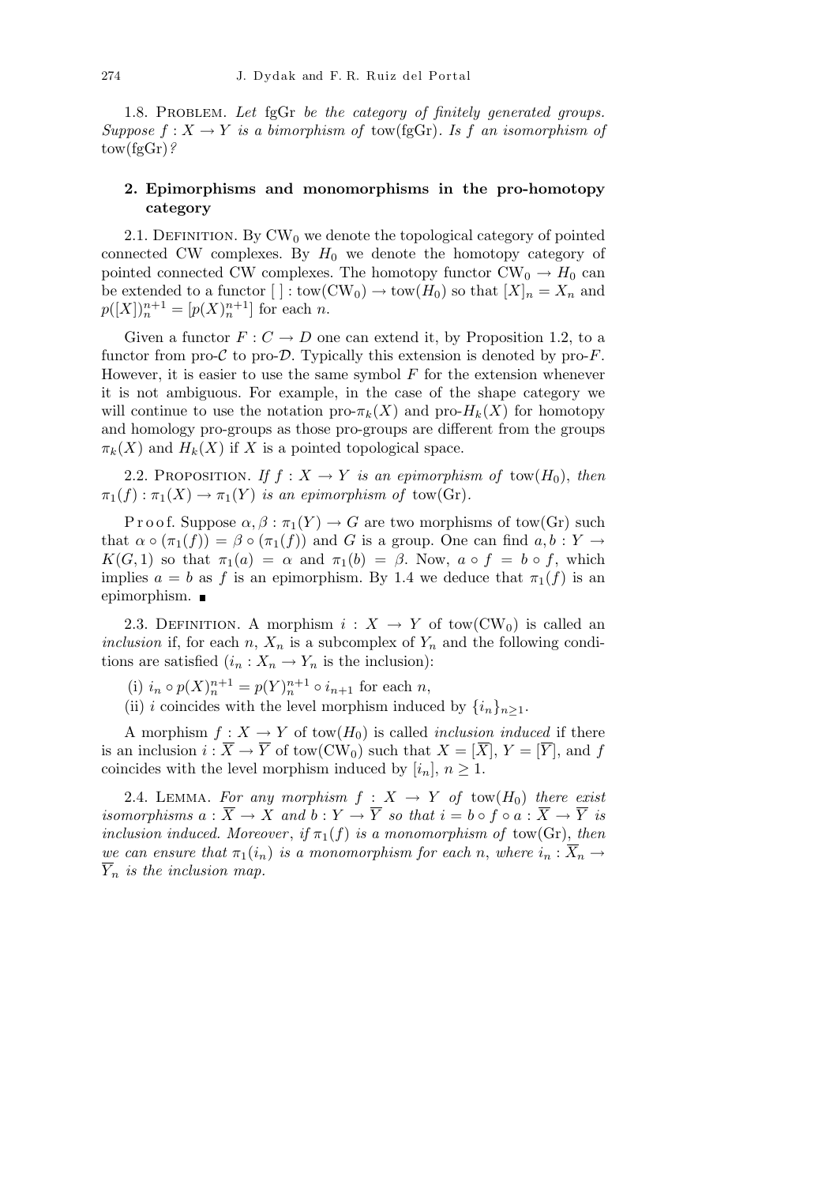1.8. Problem. *Let* fgGr *be the category of finitely generated groups. Suppose $f : X \to Y$ is a bimorphism of* tow(fgGr). *Is $f$ an isomorphism of* tow(fgGr)*?*

## 2. Epimorphisms and monomorphisms in the pro-homotopy category

2.1. Definition. By $\mathrm{CW}_0$ we denote the topological category of pointed connected CW complexes. By $H_0$ we denote the homotopy category of pointed connected CW complexes. The homotopy functor $\mathrm{CW}_0 \to H_0$ can be extended to a functor $[\ ] : \mathrm{tow}(\mathrm{CW}_0) \to \mathrm{tow}(H_0)$ so that $[X]_n = X_n$ and $p([X])_n^{n+1} = [p(X)_n^{n+1}]$ for each $n$.

Given a functor $F : C \to D$ one can extend it, by Proposition 1.2, to a functor from pro-$\mathcal{C}$ to pro-$\mathcal{D}$. Typically this extension is denoted by pro-$F$. However, it is easier to use the same symbol $F$ for the extension whenever it is not ambiguous. For example, in the case of the shape category we will continue to use the notation pro-$\pi_k(X)$ and pro-$H_k(X)$ for homotopy and homology pro-groups as those pro-groups are different from the groups $\pi_k(X)$ and $H_k(X)$ if $X$ is a pointed topological space.

2.2. Proposition. *If $f : X \to Y$ is an epimorphism of* $\mathrm{tow}(H_0)$, *then $\pi_1(f) : \pi_1(X) \to \pi_1(Y)$ is an epimorphism of* tow(Gr).

Proof. Suppose $\alpha, \beta : \pi_1(Y) \to G$ are two morphisms of tow(Gr) such that $\alpha \circ (\pi_1(f)) = \beta \circ (\pi_1(f))$ and $G$ is a group. One can find $a, b : Y \to K(G,1)$ so that $\pi_1(a) = \alpha$ and $\pi_1(b) = \beta$. Now, $a \circ f = b \circ f$, which implies $a = b$ as $f$ is an epimorphism. By 1.4 we deduce that $\pi_1(f)$ is an epimorphism. ∎

2.3. Definition. A morphism $i : X \to Y$ of $\mathrm{tow}(\mathrm{CW}_0)$ is called an *inclusion* if, for each $n$, $X_n$ is a subcomplex of $Y_n$ and the following conditions are satisfied ($i_n : X_n \to Y_n$ is the inclusion):

(i) $i_n \circ p(X)_n^{n+1} = p(Y)_n^{n+1} \circ i_{n+1}$ for each $n$,

(ii) $i$ coincides with the level morphism induced by $\{i_n\}_{n \geq 1}$.

A morphism $f : X \to Y$ of $\mathrm{tow}(H_0)$ is called *inclusion induced* if there is an inclusion $i : \overline{X} \to \overline{Y}$ of $\mathrm{tow}(\mathrm{CW}_0)$ such that $X = [\overline{X}]$, $Y = [\overline{Y}]$, and $f$ coincides with the level morphism induced by $[i_n]$, $n \geq 1$.

2.4. Lemma. *For any morphism $f : X \to Y$ of* $\mathrm{tow}(H_0)$ *there exist isomorphisms $a : \overline{X} \to X$ and $b : Y \to \overline{Y}$ so that $i = b \circ f \circ a : \overline{X} \to \overline{Y}$ is inclusion induced. Moreover, if $\pi_1(f)$ is a monomorphism of* tow(Gr), *then we can ensure that $\pi_1(i_n)$ is a monomorphism for each $n$, where $i_n : \overline{X}_n \to \overline{Y}_n$ is the inclusion map.*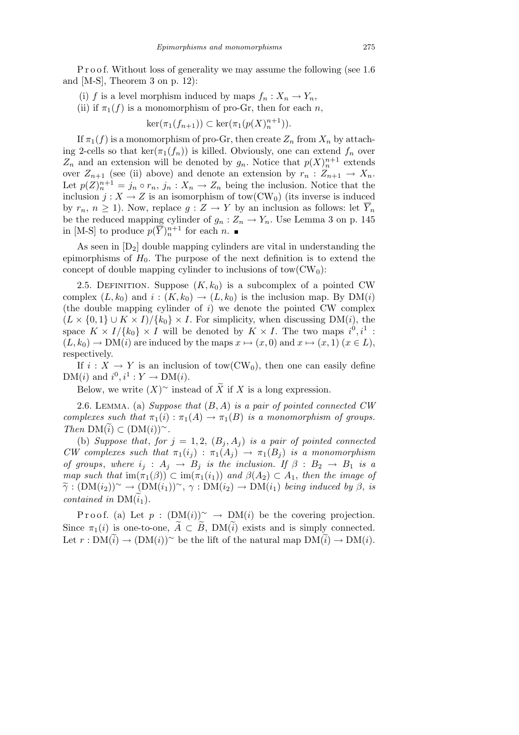Proof. Without loss of generality we may assume the following (see 1.6 and [M-S], Theorem 3 on p. 12):

(i) $f$ is a level morphism induced by maps $f_n : X_n \to Y_n$,

(ii) if $\pi_1(f)$ is a monomorphism of pro-Gr, then for each $n$,

$$\ker(\pi_1(f_{n+1})) \subset \ker(\pi_1(p(X)_n^{n+1})).$$

If $\pi_1(f)$ is a monomorphism of pro-Gr, then create $Z_n$ from $X_n$ by attaching 2-cells so that $\ker(\pi_1(f_n))$ is killed. Obviously, one can extend $f_n$ over $Z_n$ and an extension will be denoted by $g_n$. Notice that $p(X)_n^{n+1}$ extends over $Z_{n+1}$ (see (ii) above) and denote an extension by $r_n : Z_{n+1} \to X_n$. Let $p(Z)_n^{n+1} = j_n \circ r_n$, $j_n : X_n \to Z_n$ being the inclusion. Notice that the inclusion $j : X \to Z$ is an isomorphism of $\mathrm{tow}(\mathrm{CW}_0)$ (its inverse is induced by $r_n$, $n \geq 1$). Now, replace $g : Z \to Y$ by an inclusion as follows: let $\overline{Y}_n$ be the reduced mapping cylinder of $g_n : Z_n \to Y_n$. Use Lemma 3 on p. 145 in [M-S] to produce $p(\overline{Y})_n^{n+1}$ for each $n$. ∎

As seen in [D$_2$] double mapping cylinders are vital in understanding the epimorphisms of $H_0$. The purpose of the next definition is to extend the concept of double mapping cylinder to inclusions of $\mathrm{tow}(\mathrm{CW}_0)$:

2.5. Definition. Suppose $(K, k_0)$ is a subcomplex of a pointed CW complex $(L, k_0)$ and $i : (K, k_0) \to (L, k_0)$ is the inclusion map. By $\mathrm{DM}(i)$ (the double mapping cylinder of $i$) we denote the pointed CW complex $(L \times \{0, 1\} \cup K \times I)/\{k_0\} \times I$. For simplicity, when discussing $\mathrm{DM}(i)$, the space $K \times I/\{k_0\} \times I$ will be denoted by $K \times I$. The two maps $i^0, i^1 : (L, k_0) \to \mathrm{DM}(i)$ are induced by the maps $x \mapsto (x, 0)$ and $x \mapsto (x, 1)$ $(x \in L)$, respectively.

If $i : X \to Y$ is an inclusion of $\mathrm{tow}(\mathrm{CW}_0)$, then one can easily define $\mathrm{DM}(i)$ and $i^0, i^1 : Y \to \mathrm{DM}(i)$.

Below, we write $(X)^\sim$ instead of $\widetilde{X}$ if $X$ is a long expression.

2.6. Lemma. (a) *Suppose that $(B, A)$ is a pair of pointed connected CW complexes such that $\pi_1(i) : \pi_1(A) \to \pi_1(B)$ is a monomorphism of groups. Then $\mathrm{DM}(\widetilde{i}) \subset (\mathrm{DM}(i))^\sim$.*

(b) *Suppose that, for $j = 1, 2$, $(B_j, A_j)$ is a pair of pointed connected CW complexes such that $\pi_1(i_j) : \pi_1(A_j) \to \pi_1(B_j)$ is a monomorphism of groups, where $i_j : A_j \to B_j$ is the inclusion. If $\beta : B_2 \to B_1$ is a map such that $\mathrm{im}(\pi_1(\beta)) \subset \mathrm{im}(\pi_1(i_1))$ and $\beta(A_2) \subset A_1$, then the image of $\widetilde{\gamma} : (\mathrm{DM}(i_2))^\sim \to (\mathrm{DM}(i_1))^\sim$, $\gamma : \mathrm{DM}(i_2) \to \mathrm{DM}(i_1)$ being induced by $\beta$, is contained in $\mathrm{DM}(\widetilde{i}_1)$.*

Proof. (a) Let $p : (\mathrm{DM}(i))^\sim \to \mathrm{DM}(i)$ be the covering projection. Since $\pi_1(i)$ is one-to-one, $\widetilde{A} \subset \widetilde{B}$, $\mathrm{DM}(\widetilde{i})$ exists and is simply connected. Let $r : \mathrm{DM}(\widetilde{i}) \to (\mathrm{DM}(i))^\sim$ be the lift of the natural map $\mathrm{DM}(\widetilde{i}) \to \mathrm{DM}(i)$.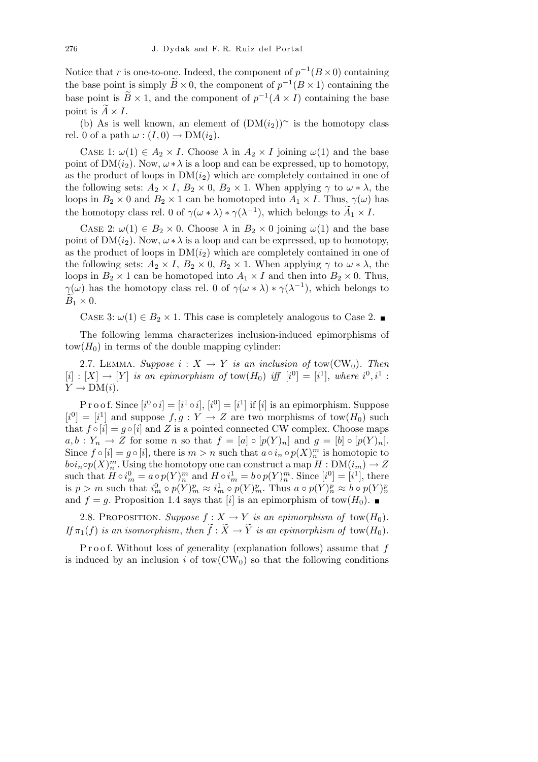Notice that $r$ is one-to-one. Indeed, the component of $p^{-1}(B \times 0)$ containing the base point is simply $\widetilde{B} \times 0$, the component of $p^{-1}(B \times 1)$ containing the base point is $\widetilde{B} \times 1$, and the component of $p^{-1}(A \times I)$ containing the base point is $\widetilde{A} \times I$.

(b) As is well known, an element of $(\mathrm{DM}(i_2))^{\sim}$ is the homotopy class rel. 0 of a path $\omega : (I, 0) \to \mathrm{DM}(i_2)$.

Case 1: $\omega(1) \in A_2 \times I$. Choose $\lambda$ in $A_2 \times I$ joining $\omega(1)$ and the base point of $\mathrm{DM}(i_2)$. Now, $\omega * \lambda$ is a loop and can be expressed, up to homotopy, as the product of loops in $\mathrm{DM}(i_2)$ which are completely contained in one of the following sets: $A_2 \times I$, $B_2 \times 0$, $B_2 \times 1$. When applying $\gamma$ to $\omega * \lambda$, the loops in $B_2 \times 0$ and $B_2 \times 1$ can be homotoped into $A_1 \times I$. Thus, $\gamma(\omega)$ has the homotopy class rel. 0 of $\gamma(\omega * \lambda) * \gamma(\lambda^{-1})$, which belongs to $\widetilde{A}_1 \times I$.

Case 2: $\omega(1) \in B_2 \times 0$. Choose $\lambda$ in $B_2 \times 0$ joining $\omega(1)$ and the base point of $\mathrm{DM}(i_2)$. Now, $\omega * \lambda$ is a loop and can be expressed, up to homotopy, as the product of loops in $\mathrm{DM}(i_2)$ which are completely contained in one of the following sets: $A_2 \times I$, $B_2 \times 0$, $B_2 \times 1$. When applying $\gamma$ to $\omega * \lambda$, the loops in $B_2 \times 1$ can be homotoped into $A_1 \times I$ and then into $B_2 \times 0$. Thus, $\gamma(\omega)$ has the homotopy class rel. 0 of $\gamma(\omega * \lambda) * \gamma(\lambda^{-1})$, which belongs to $\widetilde{B}_1 \times 0$.

Case 3: $\omega(1) \in B_2 \times 1$. This case is completely analogous to Case 2. ∎

The following lemma characterizes inclusion-induced epimorphisms of $\mathrm{tow}(H_0)$ in terms of the double mapping cylinder:

2.7. Lemma. *Suppose $i : X \to Y$ is an inclusion of* $\mathrm{tow}(\mathrm{CW}_0)$. *Then* $[i] : [X] \to [Y]$ *is an epimorphism of* $\mathrm{tow}(H_0)$ *iff* $[i^0] = [i^1]$, *where* $i^0, i^1 : Y \to \mathrm{DM}(i)$.

Proof. Since $[i^0 \circ i] = [i^1 \circ i]$, $[i^0] = [i^1]$ if $[i]$ is an epimorphism. Suppose $[i^0] = [i^1]$ and suppose $f, g : Y \to Z$ are two morphisms of $\mathrm{tow}(H_0)$ such that $f \circ [i] = g \circ [i]$ and $Z$ is a pointed connected CW complex. Choose maps $a, b : Y_n \to Z$ for some $n$ so that $f = [a] \circ [p(Y)_n]$ and $g = [b] \circ [p(Y)_n]$. Since $f \circ [i] = g \circ [i]$, there is $m > n$ such that $a \circ i_n \circ p(X)^m_n$ is homotopic to $b \circ i_n \circ p(X)^m_n$. Using the homotopy one can construct a map $H : \mathrm{DM}(i_m) \to Z$ such that $H \circ i^0_m = a \circ p(Y)^m_n$ and $H \circ i^1_m = b \circ p(Y)^m_n$. Since $[i^0] = [i^1]$, there is $p > m$ such that $i^0_m \circ p(Y)^p_m \approx i^1_m \circ p(Y)^p_m$. Thus $a \circ p(Y)^p_n \approx b \circ p(Y)^p_n$ and $f = g$. Proposition 1.4 says that $[i]$ is an epimorphism of $\mathrm{tow}(H_0)$. ∎

2.8. Proposition. *Suppose $f : X \to Y$ is an epimorphism of* $\mathrm{tow}(H_0)$. *If $\pi_1(f)$ is an isomorphism, then $\widetilde{f} : \widetilde{X} \to \widetilde{Y}$ is an epimorphism of* $\mathrm{tow}(H_0)$.

Proof. Without loss of generality (explanation follows) assume that $f$ is induced by an inclusion $i$ of $\mathrm{tow}(\mathrm{CW}_0)$ so that the following conditions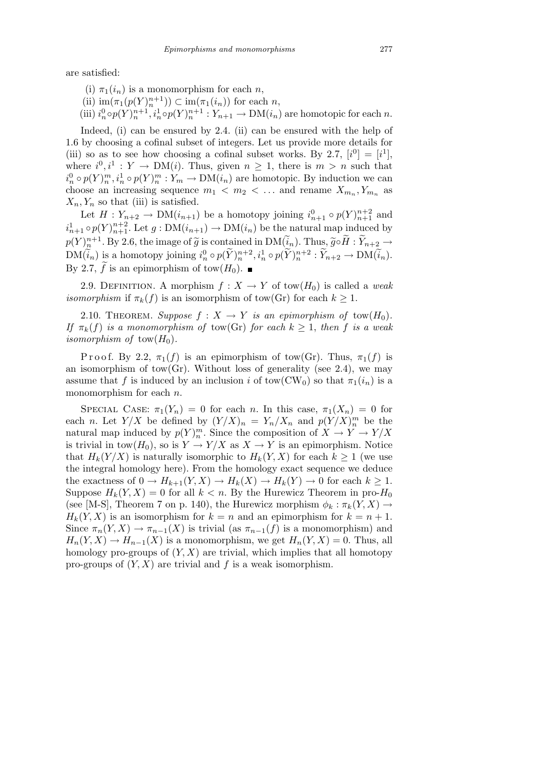are satisfied:

(i) $\pi_1(i_n)$ is a monomorphism for each $n$,

(ii) $\mathrm{im}(\pi_1(p(Y)_n^{n+1})) \subset \mathrm{im}(\pi_1(i_n))$ for each $n$,

(iii) $i_n^0 \circ p(Y)_n^{n+1}, i_n^1 \circ p(Y)_n^{n+1} : Y_{n+1} \to \mathrm{DM}(i_n)$ are homotopic for each $n$.

Indeed, (i) can be ensured by 2.4. (ii) can be ensured with the help of 1.6 by choosing a cofinal subset of integers. Let us provide more details for (iii) so as to see how choosing a cofinal subset works. By 2.7, $[i^0] = [i^1]$, where $i^0, i^1 : Y \to \mathrm{DM}(i)$. Thus, given $n \geq 1$, there is $m > n$ such that $i_n^0 \circ p(Y)_n^m, i_n^1 \circ p(Y)_n^m : Y_m \to \mathrm{DM}(i_n)$ are homotopic. By induction we can choose an increasing sequence $m_1 < m_2 < \ldots$ and rename $X_{m_n}, Y_{m_n}$ as $X_n, Y_n$ so that (iii) is satisfied.

Let $H : Y_{n+2} \to \mathrm{DM}(i_{n+1})$ be a homotopy joining $i_{n+1}^0 \circ p(Y)_{n+1}^{n+2}$ and $i_{n+1}^1 \circ p(Y)_{n+1}^{n+2}$. Let $g : \mathrm{DM}(i_{n+1}) \to \mathrm{DM}(i_n)$ be the natural map induced by $p(Y)_n^{n+1}$. By 2.6, the image of $\widetilde{g}$ is contained in $\mathrm{DM}(\widetilde{i}_n)$. Thus, $\widetilde{g} \circ \widetilde{H} : \widetilde{Y}_{n+2} \to \mathrm{DM}(\widetilde{i}_n)$ is a homotopy joining $i_n^0 \circ p(\widetilde{Y})_n^{n+2}, i_n^1 \circ p(\widetilde{Y})_n^{n+2} : \widetilde{Y}_{n+2} \to \mathrm{DM}(\widetilde{i}_n)$. By 2.7, $\widetilde{f}$ is an epimorphism of $\mathrm{tow}(H_0)$. ■

2.9. Definition. A morphism $f : X \to Y$ of $\mathrm{tow}(H_0)$ is called a *weak isomorphism* if $\pi_k(f)$ is an isomorphism of $\mathrm{tow}(\mathrm{Gr})$ for each $k \geq 1$.

2.10. Theorem. *Suppose $f : X \to Y$ is an epimorphism of $\mathrm{tow}(H_0)$. If $\pi_k(f)$ is a monomorphism of $\mathrm{tow}(\mathrm{Gr})$ for each $k \geq 1$, then $f$ is a weak isomorphism of $\mathrm{tow}(H_0)$.*

Proof. By 2.2, $\pi_1(f)$ is an epimorphism of $\mathrm{tow}(\mathrm{Gr})$. Thus, $\pi_1(f)$ is an isomorphism of $\mathrm{tow}(\mathrm{Gr})$. Without loss of generality (see 2.4), we may assume that $f$ is induced by an inclusion $i$ of $\mathrm{tow}(\mathrm{CW}_0)$ so that $\pi_1(i_n)$ is a monomorphism for each $n$.

Special Case: $\pi_1(Y_n) = 0$ for each $n$. In this case, $\pi_1(X_n) = 0$ for each $n$. Let $Y/X$ be defined by $(Y/X)_n = Y_n/X_n$ and $p(Y/X)_n^m$ be the natural map induced by $p(Y)_n^m$. Since the composition of $X \to Y \to Y/X$ is trivial in $\mathrm{tow}(H_0)$, so is $Y \to Y/X$ as $X \to Y$ is an epimorphism. Notice that $H_k(Y/X)$ is naturally isomorphic to $H_k(Y, X)$ for each $k \geq 1$ (we use the integral homology here). From the homology exact sequence we deduce the exactness of $0 \to H_{k+1}(Y, X) \to H_k(X) \to H_k(Y) \to 0$ for each $k \geq 1$. Suppose $H_k(Y, X) = 0$ for all $k < n$. By the Hurewicz Theorem in pro-$H_0$ (see [M-S], Theorem 7 on p. 140), the Hurewicz morphism $\phi_k : \pi_k(Y, X) \to H_k(Y, X)$ is an isomorphism for $k = n$ and an epimorphism for $k = n + 1$. Since $\pi_n(Y, X) \to \pi_{n-1}(X)$ is trivial (as $\pi_{n-1}(f)$ is a monomorphism) and $H_n(Y, X) \to H_{n-1}(X)$ is a monomorphism, we get $H_n(Y, X) = 0$. Thus, all homology pro-groups of $(Y, X)$ are trivial, which implies that all homotopy pro-groups of $(Y, X)$ are trivial and $f$ is a weak isomorphism.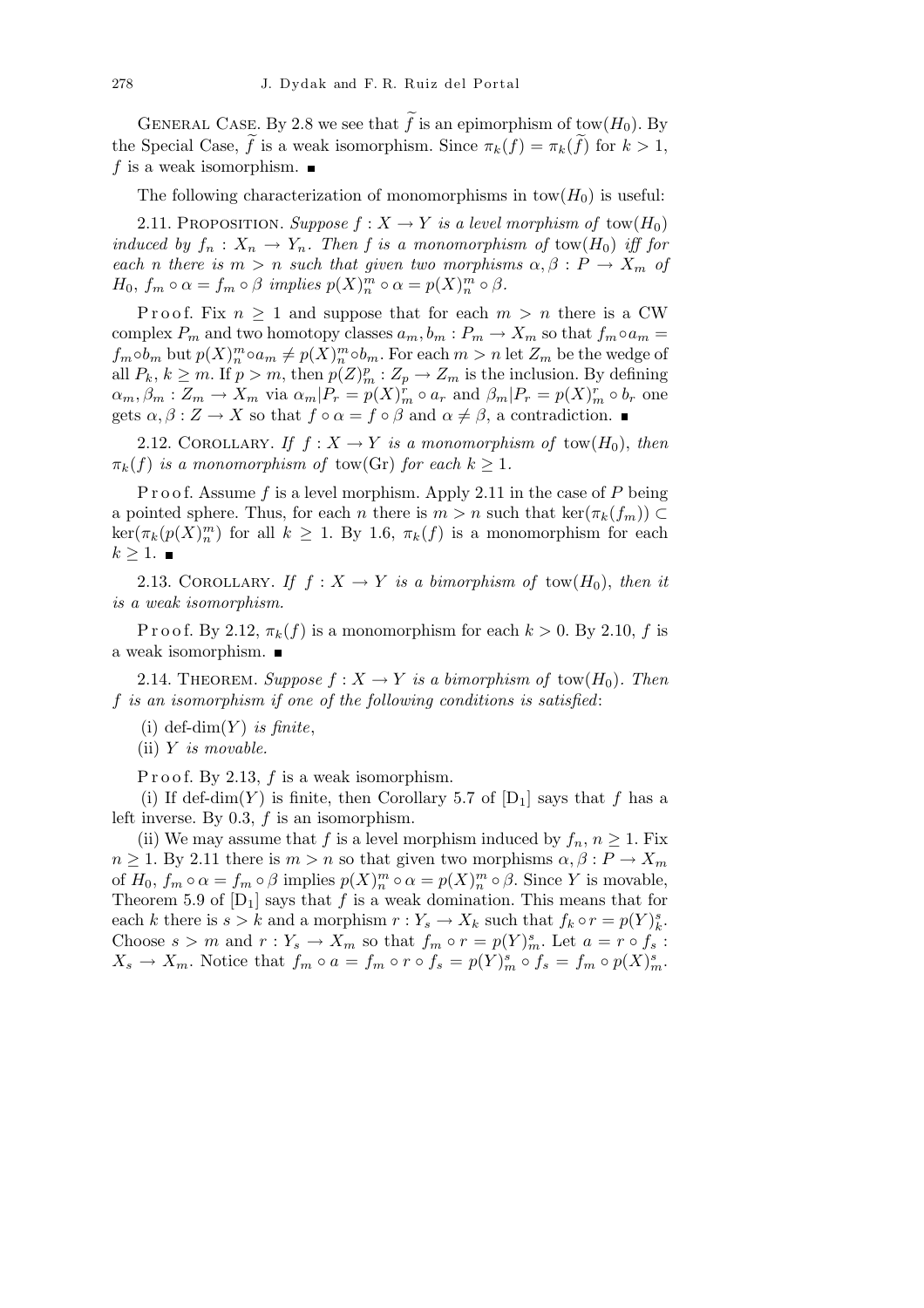General Case. By 2.8 we see that $\widetilde{f}$ is an epimorphism of $\mathrm{tow}(H_0)$. By the Special Case, $\widetilde{f}$ is a weak isomorphism. Since $\pi_k(f) = \pi_k(\widetilde{f})$ for $k > 1$, $f$ is a weak isomorphism. ∎

The following characterization of monomorphisms in $\mathrm{tow}(H_0)$ is useful:

2.11. Proposition. *Suppose $f : X \to Y$ is a level morphism of $\mathrm{tow}(H_0)$ induced by $f_n : X_n \to Y_n$. Then $f$ is a monomorphism of $\mathrm{tow}(H_0)$ iff for each $n$ there is $m > n$ such that given two morphisms $\alpha, \beta : P \to X_m$ of $H_0$, $f_m \circ \alpha = f_m \circ \beta$ implies $p(X)^m_n \circ \alpha = p(X)^m_n \circ \beta$.*

Proof. Fix $n \geq 1$ and suppose that for each $m > n$ there is a CW complex $P_m$ and two homotopy classes $a_m, b_m : P_m \to X_m$ so that $f_m \circ a_m = f_m \circ b_m$ but $p(X)^m_n \circ a_m \neq p(X)^m_n \circ b_m$. For each $m > n$ let $Z_m$ be the wedge of all $P_k$, $k \geq m$. If $p > m$, then $p(Z)^p_m : Z_p \to Z_m$ is the inclusion. By defining $\alpha_m, \beta_m : Z_m \to X_m$ via $\alpha_m | P_r = p(X)^r_m \circ a_r$ and $\beta_m | P_r = p(X)^r_m \circ b_r$ one gets $\alpha, \beta : Z \to X$ so that $f \circ \alpha = f \circ \beta$ and $\alpha \neq \beta$, a contradiction. ∎

2.12. Corollary. *If $f : X \to Y$ is a monomorphism of $\mathrm{tow}(H_0)$, then $\pi_k(f)$ is a monomorphism of $\mathrm{tow}(\mathrm{Gr})$ for each $k \geq 1$.*

Proof. Assume $f$ is a level morphism. Apply 2.11 in the case of $P$ being a pointed sphere. Thus, for each $n$ there is $m > n$ such that $\ker(\pi_k(f_m)) \subset \ker(\pi_k(p(X)^m_n)$ for all $k \geq 1$. By 1.6, $\pi_k(f)$ is a monomorphism for each $k \geq 1$. ∎

2.13. Corollary. *If $f : X \to Y$ is a bimorphism of $\mathrm{tow}(H_0)$, then it is a weak isomorphism.*

Proof. By 2.12, $\pi_k(f)$ is a monomorphism for each $k > 0$. By 2.10, $f$ is a weak isomorphism. ∎

2.14. Theorem. *Suppose $f : X \to Y$ is a bimorphism of $\mathrm{tow}(H_0)$. Then $f$ is an isomorphism if one of the following conditions is satisfied*:

(i) $\text{def-dim}(Y)$ *is finite*,

(ii) $Y$ *is movable.*

Proof. By 2.13, $f$ is a weak isomorphism.

(i) If $\text{def-dim}(Y)$ is finite, then Corollary 5.7 of [D1] says that $f$ has a left inverse. By 0.3, $f$ is an isomorphism.

(ii) We may assume that $f$ is a level morphism induced by $f_n$, $n \geq 1$. Fix $n \geq 1$. By 2.11 there is $m > n$ so that given two morphisms $\alpha, \beta : P \to X_m$ of $H_0$, $f_m \circ \alpha = f_m \circ \beta$ implies $p(X)^m_n \circ \alpha = p(X)^m_n \circ \beta$. Since $Y$ is movable, Theorem 5.9 of [D1] says that $f$ is a weak domination. This means that for each $k$ there is $s > k$ and a morphism $r : Y_s \to X_k$ such that $f_k \circ r = p(Y)^s_k$. Choose $s > m$ and $r : Y_s \to X_m$ so that $f_m \circ r = p(Y)^s_m$. Let $a = r \circ f_s : X_s \to X_m$. Notice that $f_m \circ a = f_m \circ r \circ f_s = p(Y)^s_m \circ f_s = f_m \circ p(X)^s_m$.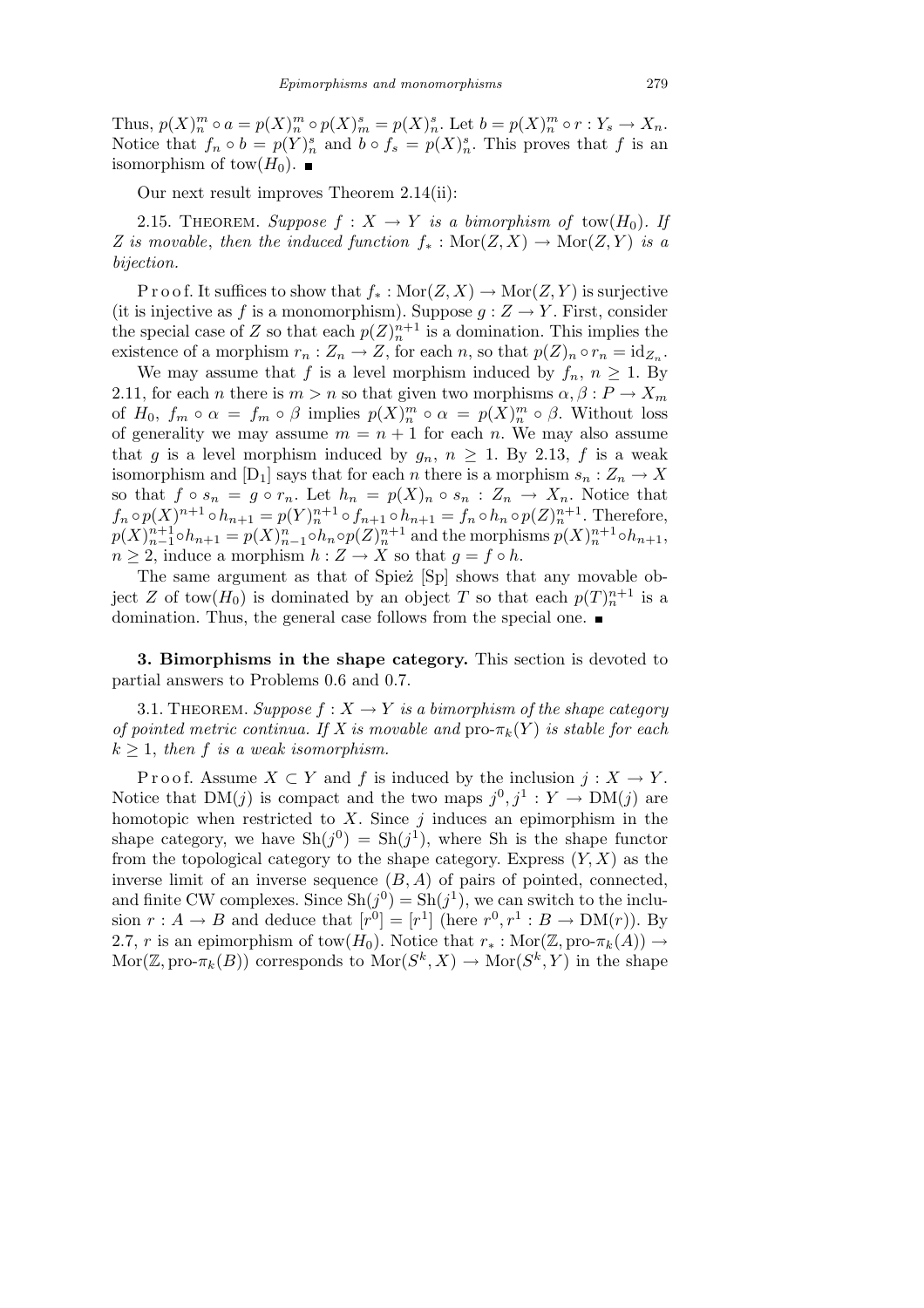Thus, $p(X)^m_n \circ a = p(X)^m_n \circ p(X)^s_m = p(X)^s_n$. Let $b = p(X)^m_n \circ r : Y_s \to X_n$. Notice that $f_n \circ b = p(Y)^s_n$ and $b \circ f_s = p(X)^s_n$. This proves that $f$ is an isomorphism of $\text{tow}(H_0)$. ■

Our next result improves Theorem 2.14(ii):

2.15. Theorem. *Suppose $f : X \to Y$ is a bimorphism of $\text{tow}(H_0)$. If $Z$ is movable, then the induced function $f_* : \text{Mor}(Z, X) \to \text{Mor}(Z, Y)$ is a bijection.*

Proof. It suffices to show that $f_* : \text{Mor}(Z, X) \to \text{Mor}(Z, Y)$ is surjective (it is injective as $f$ is a monomorphism). Suppose $g : Z \to Y$. First, consider the special case of $Z$ so that each $p(Z)^{n+1}_n$ is a domination. This implies the existence of a morphism $r_n : Z_n \to Z$, for each $n$, so that $p(Z)_n \circ r_n = \text{id}_{Z_n}$.

We may assume that $f$ is a level morphism induced by $f_n$, $n \geq 1$. By 2.11, for each $n$ there is $m > n$ so that given two morphisms $\alpha, \beta : P \to X_m$ of $H_0$, $f_m \circ \alpha = f_m \circ \beta$ implies $p(X)^m_n \circ \alpha = p(X)^m_n \circ \beta$. Without loss of generality we may assume $m = n + 1$ for each $n$. We may also assume that $g$ is a level morphism induced by $g_n$, $n \geq 1$. By 2.13, $f$ is a weak isomorphism and [$\text{D}_1$] says that for each $n$ there is a morphism $s_n : Z_n \to X$ so that $f \circ s_n = g \circ r_n$. Let $h_n = p(X)_n \circ s_n : Z_n \to X_n$. Notice that $f_n \circ p(X)^{n+1} \circ h_{n+1} = p(Y)^{n+1}_n \circ f_{n+1} \circ h_{n+1} = f_n \circ h_n \circ p(Z)^{n+1}_n$. Therefore, $p(X)^{n+1}_{n-1} \circ h_{n+1} = p(X)^n_{n-1} \circ h_n \circ p(Z)^{n+1}_n$ and the morphisms $p(X)^{n+1}_n \circ h_{n+1}$, $n \geq 2$, induce a morphism $h : Z \to X$ so that $g = f \circ h$.

The same argument as that of Spież [Sp] shows that any movable object $Z$ of $\text{tow}(H_0)$ is dominated by an object $T$ so that each $p(T)^{n+1}_n$ is a domination. Thus, the general case follows from the special one. ■

## 3. Bimorphisms in the shape category.

This section is devoted to partial answers to Problems 0.6 and 0.7.

3.1. Theorem. *Suppose $f : X \to Y$ is a bimorphism of the shape category of pointed metric continua. If $X$ is movable and $\text{pro-}\pi_k(Y)$ is stable for each $k \geq 1$, then $f$ is a weak isomorphism.*

Proof. Assume $X \subset Y$ and $f$ is induced by the inclusion $j : X \to Y$. Notice that $\text{DM}(j)$ is compact and the two maps $j^0, j^1 : Y \to \text{DM}(j)$ are homotopic when restricted to $X$. Since $j$ induces an epimorphism in the shape category, we have $\text{Sh}(j^0) = \text{Sh}(j^1)$, where Sh is the shape functor from the topological category to the shape category. Express $(Y, X)$ as the inverse limit of an inverse sequence $(B, A)$ of pairs of pointed, connected, and finite CW complexes. Since $\text{Sh}(j^0) = \text{Sh}(j^1)$, we can switch to the inclusion $r : A \to B$ and deduce that $[r^0] = [r^1]$ (here $r^0, r^1 : B \to \text{DM}(r)$). By 2.7, $r$ is an epimorphism of $\text{tow}(H_0)$. Notice that $r_* : \text{Mor}(\mathbb{Z}, \text{pro-}\pi_k(A)) \to \text{Mor}(\mathbb{Z}, \text{pro-}\pi_k(B))$ corresponds to $\text{Mor}(S^k, X) \to \text{Mor}(S^k, Y)$ in the shape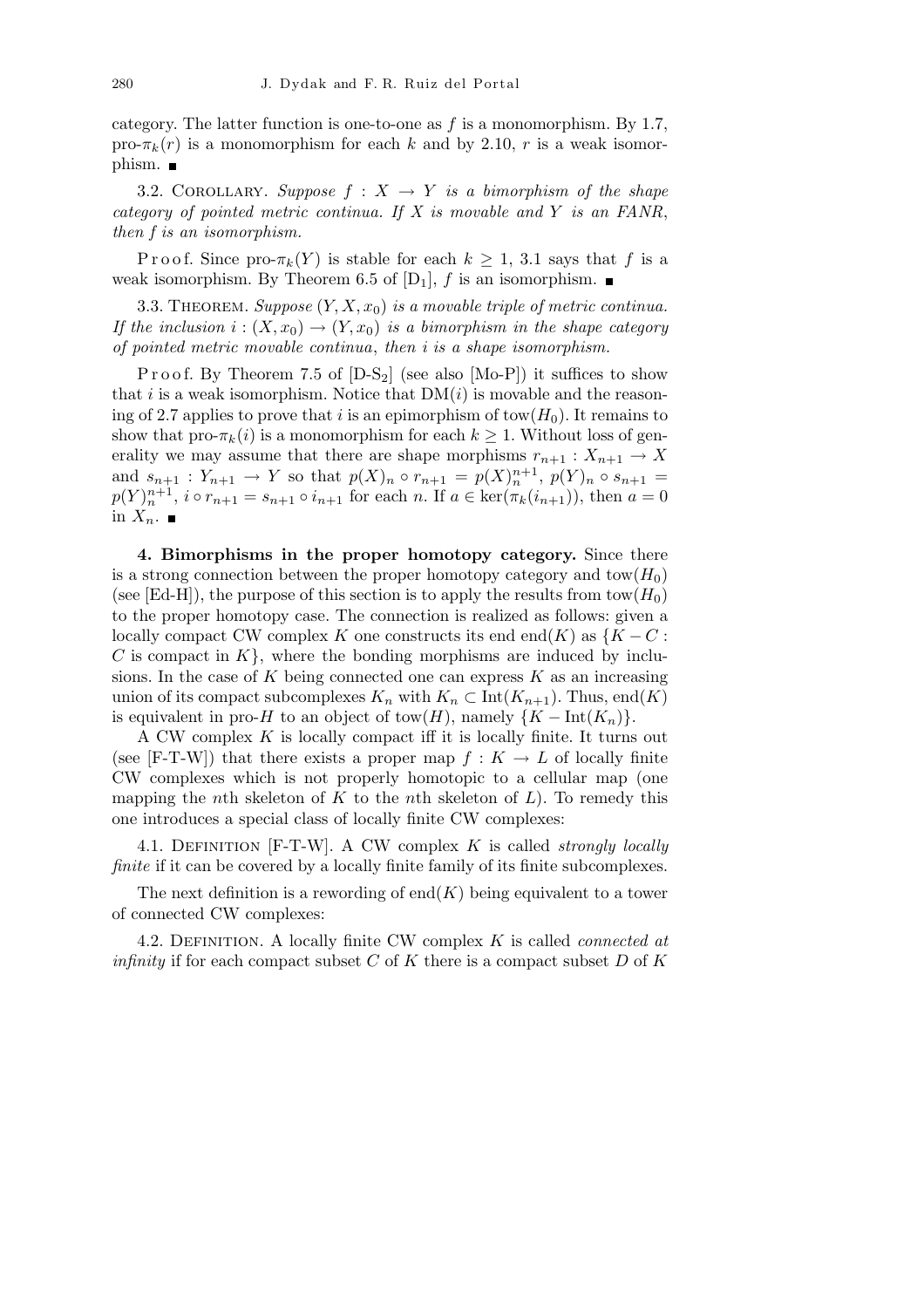category. The latter function is one-to-one as $f$ is a monomorphism. By 1.7, pro-$\pi_k(r)$ is a monomorphism for each $k$ and by 2.10, $r$ is a weak isomorphism. ■

3.2. COROLLARY. *Suppose $f : X \to Y$ is a bimorphism of the shape category of pointed metric continua. If $X$ is movable and $Y$ is an FANR, then $f$ is an isomorphism.*

Proof. Since pro-$\pi_k(Y)$ is stable for each $k \geq 1$, 3.1 says that $f$ is a weak isomorphism. By Theorem 6.5 of [$D_1$], $f$ is an isomorphism. ■

3.3. THEOREM. *Suppose $(Y, X, x_0)$ is a movable triple of metric continua. If the inclusion $i : (X, x_0) \to (Y, x_0)$ is a bimorphism in the shape category of pointed metric movable continua, then $i$ is a shape isomorphism.*

Proof. By Theorem 7.5 of [D-$S_2$] (see also [Mo-P]) it suffices to show that $i$ is a weak isomorphism. Notice that $\mathrm{DM}(i)$ is movable and the reasoning of 2.7 applies to prove that $i$ is an epimorphism of $\mathrm{tow}(H_0)$. It remains to show that pro-$\pi_k(i)$ is a monomorphism for each $k \geq 1$. Without loss of generality we may assume that there are shape morphisms $r_{n+1} : X_{n+1} \to X$ and $s_{n+1} : Y_{n+1} \to Y$ so that $p(X)_n \circ r_{n+1} = p(X)_n^{n+1}$, $p(Y)_n \circ s_{n+1} = p(Y)_n^{n+1}$, $i \circ r_{n+1} = s_{n+1} \circ i_{n+1}$ for each $n$. If $a \in \ker(\pi_k(i_{n+1}))$, then $a = 0$ in $X_n$. ■

**4. Bimorphisms in the proper homotopy category.** Since there is a strong connection between the proper homotopy category and $\mathrm{tow}(H_0)$ (see [Ed-H]), the purpose of this section is to apply the results from $\mathrm{tow}(H_0)$ to the proper homotopy case. The connection is realized as follows: given a locally compact CW complex $K$ one constructs its end $\mathrm{end}(K)$ as $\{K - C : C \text{ is compact in } K\}$, where the bonding morphisms are induced by inclusions. In the case of $K$ being connected one can express $K$ as an increasing union of its compact subcomplexes $K_n$ with $K_n \subset \mathrm{Int}(K_{n+1})$. Thus, $\mathrm{end}(K)$ is equivalent in pro-$H$ to an object of $\mathrm{tow}(H)$, namely $\{K - \mathrm{Int}(K_n)\}$.

A CW complex $K$ is locally compact iff it is locally finite. It turns out (see [F-T-W]) that there exists a proper map $f : K \to L$ of locally finite CW complexes which is not properly homotopic to a cellular map (one mapping the $n$th skeleton of $K$ to the $n$th skeleton of $L$). To remedy this one introduces a special class of locally finite CW complexes:

4.1. DEFINITION [F-T-W]. A CW complex $K$ is called *strongly locally finite* if it can be covered by a locally finite family of its finite subcomplexes.

The next definition is a rewording of $\mathrm{end}(K)$ being equivalent to a tower of connected CW complexes:

4.2. DEFINITION. A locally finite CW complex $K$ is called *connected at infinity* if for each compact subset $C$ of $K$ there is a compact subset $D$ of $K$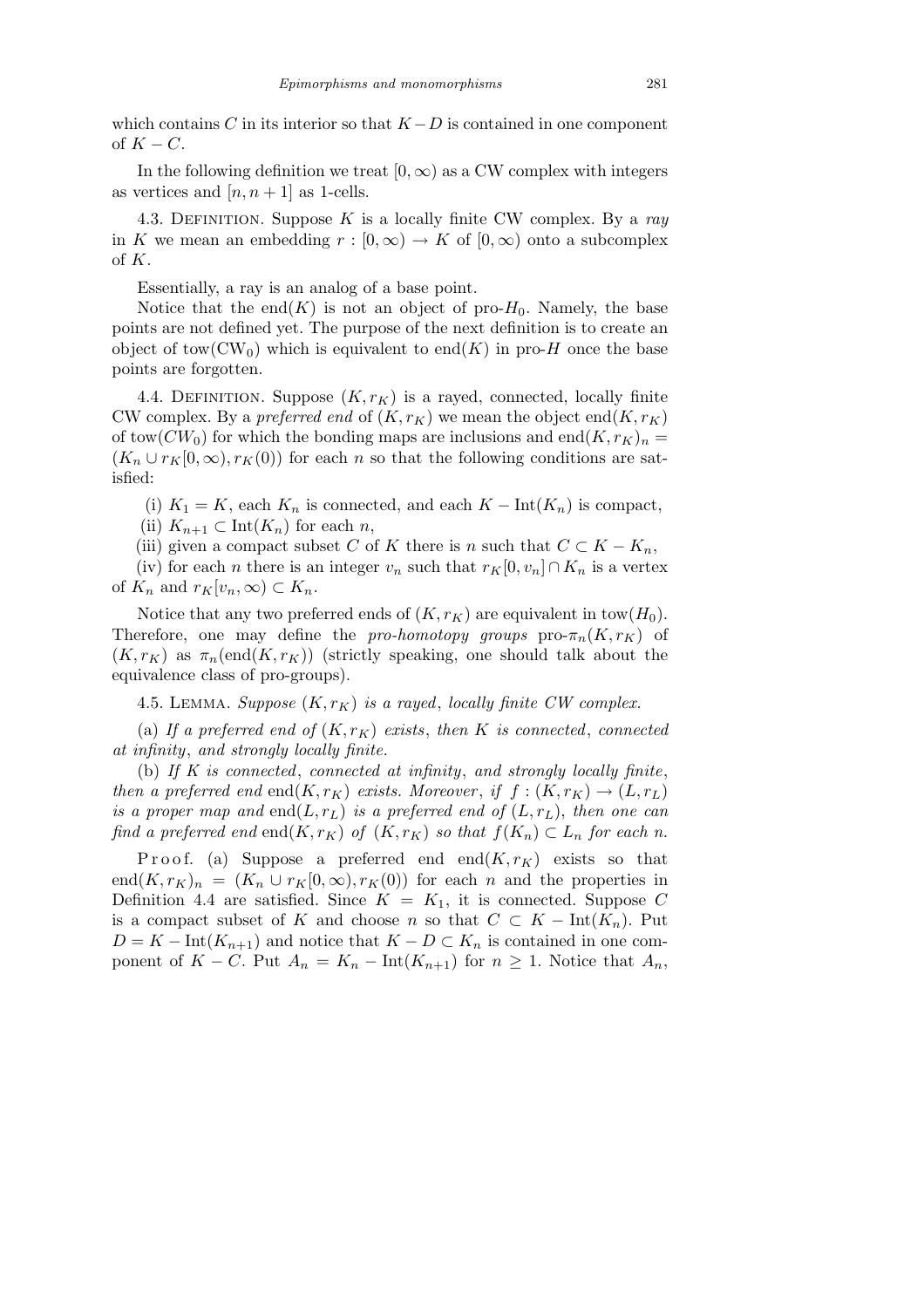which contains $C$ in its interior so that $K-D$ is contained in one component of $K-C$.

In the following definition we treat $[0,\infty)$ as a CW complex with integers as vertices and $[n,n+1]$ as 1-cells.

4.3. Definition. Suppose $K$ is a locally finite CW complex. By a *ray* in $K$ we mean an embedding $r:[0,\infty)\to K$ of $[0,\infty)$ onto a subcomplex of $K$.

Essentially, a ray is an analog of a base point.

Notice that the $\mathrm{end}(K)$ is not an object of pro-$H_0$. Namely, the base points are not defined yet. The purpose of the next definition is to create an object of $\mathrm{tow}(\mathrm{CW}_0)$ which is equivalent to $\mathrm{end}(K)$ in pro-$H$ once the base points are forgotten.

4.4. Definition. Suppose $(K,r_K)$ is a rayed, connected, locally finite CW complex. By a *preferred end* of $(K,r_K)$ we mean the object $\mathrm{end}(K,r_K)$ of $\mathrm{tow}(CW_0)$ for which the bonding maps are inclusions and $\mathrm{end}(K,r_K)_n = (K_n\cup r_K[0,\infty), r_K(0))$ for each $n$ so that the following conditions are satisfied:

(i) $K_1=K$, each $K_n$ is connected, and each $K-\mathrm{Int}(K_n)$ is compact,

(ii) $K_{n+1}\subset \mathrm{Int}(K_n)$ for each $n$,

(iii) given a compact subset $C$ of $K$ there is $n$ such that $C\subset K-K_n$,

(iv) for each $n$ there is an integer $v_n$ such that $r_K[0,v_n]\cap K_n$ is a vertex of $K_n$ and $r_K[v_n,\infty)\subset K_n$.

Notice that any two preferred ends of $(K,r_K)$ are equivalent in $\mathrm{tow}(H_0)$. Therefore, one may define the *pro-homotopy groups* pro-$\pi_n(K,r_K)$ of $(K,r_K)$ as $\pi_n(\mathrm{end}(K,r_K))$ (strictly speaking, one should talk about the equivalence class of pro-groups).

4.5. Lemma. *Suppose $(K,r_K)$ is a rayed, locally finite CW complex.*

(a) *If a preferred end of $(K,r_K)$ exists, then $K$ is connected, connected at infinity, and strongly locally finite.*

(b) *If $K$ is connected, connected at infinity, and strongly locally finite, then a preferred end $\mathrm{end}(K,r_K)$ exists. Moreover, if $f:(K,r_K)\to(L,r_L)$ is a proper map and $\mathrm{end}(L,r_L)$ is a preferred end of $(L,r_L)$, then one can find a preferred end $\mathrm{end}(K,r_K)$ of $(K,r_K)$ so that $f(K_n)\subset L_n$ for each $n$.*

Proof. (a) Suppose a preferred end $\mathrm{end}(K,r_K)$ exists so that $\mathrm{end}(K,r_K)_n = (K_n\cup r_K[0,\infty), r_K(0))$ for each $n$ and the properties in Definition 4.4 are satisfied. Since $K=K_1$, it is connected. Suppose $C$ is a compact subset of $K$ and choose $n$ so that $C\subset K-\mathrm{Int}(K_n)$. Put $D=K-\mathrm{Int}(K_{n+1})$ and notice that $K-D\subset K_n$ is contained in one component of $K-C$. Put $A_n=K_n-\mathrm{Int}(K_{n+1})$ for $n\ge 1$. Notice that $A_n$,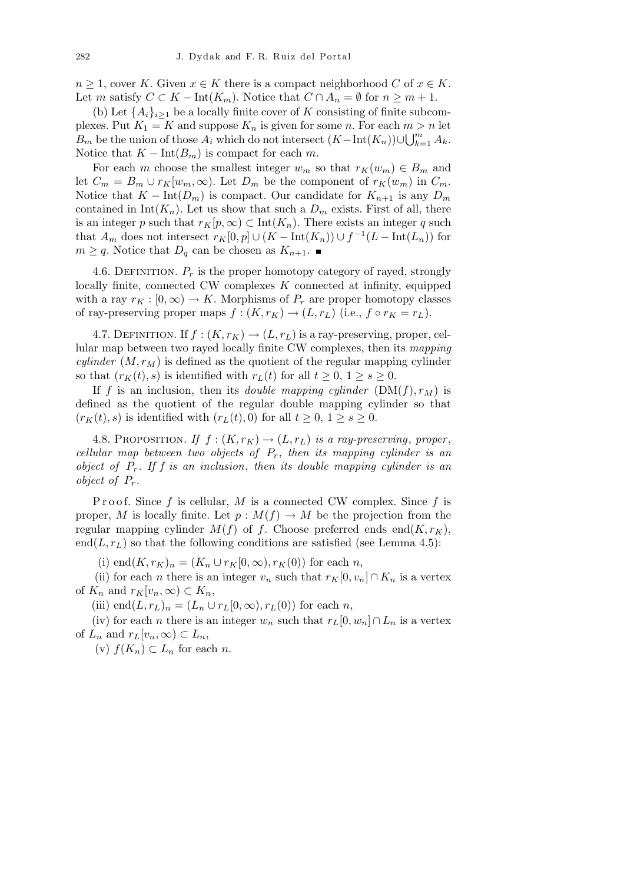$n \geq 1$, cover $K$. Given $x \in K$ there is a compact neighborhood $C$ of $x \in K$. Let $m$ satisfy $C \subset K - \mathrm{Int}(K_m)$. Notice that $C \cap A_n = \emptyset$ for $n \geq m+1$.

(b) Let $\{A_i\}_{i\geq 1}$ be a locally finite cover of $K$ consisting of finite subcomplexes. Put $K_1 = K$ and suppose $K_n$ is given for some $n$. For each $m > n$ let $B_m$ be the union of those $A_i$ which do not intersect $(K - \mathrm{Int}(K_n)) \cup \bigcup_{k=1}^{m} A_k$. Notice that $K - \mathrm{Int}(B_m)$ is compact for each $m$.

For each $m$ choose the smallest integer $w_m$ so that $r_K(w_m) \in B_m$ and let $C_m = B_m \cup r_K[w_m, \infty)$. Let $D_m$ be the component of $r_K(w_m)$ in $C_m$. Notice that $K - \mathrm{Int}(D_m)$ is compact. Our candidate for $K_{n+1}$ is any $D_m$ contained in $\mathrm{Int}(K_n)$. Let us show that such a $D_m$ exists. First of all, there is an integer $p$ such that $r_K[p, \infty) \subset \mathrm{Int}(K_n)$. There exists an integer $q$ such that $A_m$ does not intersect $r_K[0,p] \cup (K - \mathrm{Int}(K_n)) \cup f^{-1}(L - \mathrm{Int}(L_n))$ for $m \geq q$. Notice that $D_q$ can be chosen as $K_{n+1}$. ∎

4.6. Definition. $P_r$ is the proper homotopy category of rayed, strongly locally finite, connected CW complexes $K$ connected at infinity, equipped with a ray $r_K : [0, \infty) \to K$. Morphisms of $P_r$ are proper homotopy classes of ray-preserving proper maps $f : (K, r_K) \to (L, r_L)$ (i.e., $f \circ r_K = r_L$).

4.7. Definition. If $f : (K, r_K) \to (L, r_L)$ is a ray-preserving, proper, cellular map between two rayed locally finite CW complexes, then its *mapping cylinder* $(M, r_M)$ is defined as the quotient of the regular mapping cylinder so that $(r_K(t), s)$ is identified with $r_L(t)$ for all $t \geq 0$, $1 \geq s \geq 0$.

If $f$ is an inclusion, then its *double mapping cylinder* $(\mathrm{DM}(f), r_M)$ is defined as the quotient of the regular double mapping cylinder so that $(r_K(t), s)$ is identified with $(r_L(t), 0)$ for all $t \geq 0$, $1 \geq s \geq 0$.

4.8. Proposition. *If $f : (K, r_K) \to (L, r_L)$ is a ray-preserving, proper, cellular map between two objects of $P_r$, then its mapping cylinder is an object of $P_r$. If $f$ is an inclusion, then its double mapping cylinder is an object of $P_r$.*

Proof. Since $f$ is cellular, $M$ is a connected CW complex. Since $f$ is proper, $M$ is locally finite. Let $p : M(f) \to M$ be the projection from the regular mapping cylinder $M(f)$ of $f$. Choose preferred ends $\mathrm{end}(K, r_K)$, $\mathrm{end}(L, r_L)$ so that the following conditions are satisfied (see Lemma 4.5):

(i) $\mathrm{end}(K, r_K)_n = (K_n \cup r_K[0, \infty), r_K(0))$ for each $n$,

(ii) for each $n$ there is an integer $v_n$ such that $r_K[0, v_n] \cap K_n$ is a vertex of $K_n$ and $r_K[v_n, \infty) \subset K_n$,

(iii) $\mathrm{end}(L, r_L)_n = (L_n \cup r_L[0, \infty), r_L(0))$ for each $n$,

(iv) for each $n$ there is an integer $w_n$ such that $r_L[0, w_n] \cap L_n$ is a vertex of $L_n$ and $r_L[v_n, \infty) \subset L_n$,

(v) $f(K_n) \subset L_n$ for each $n$.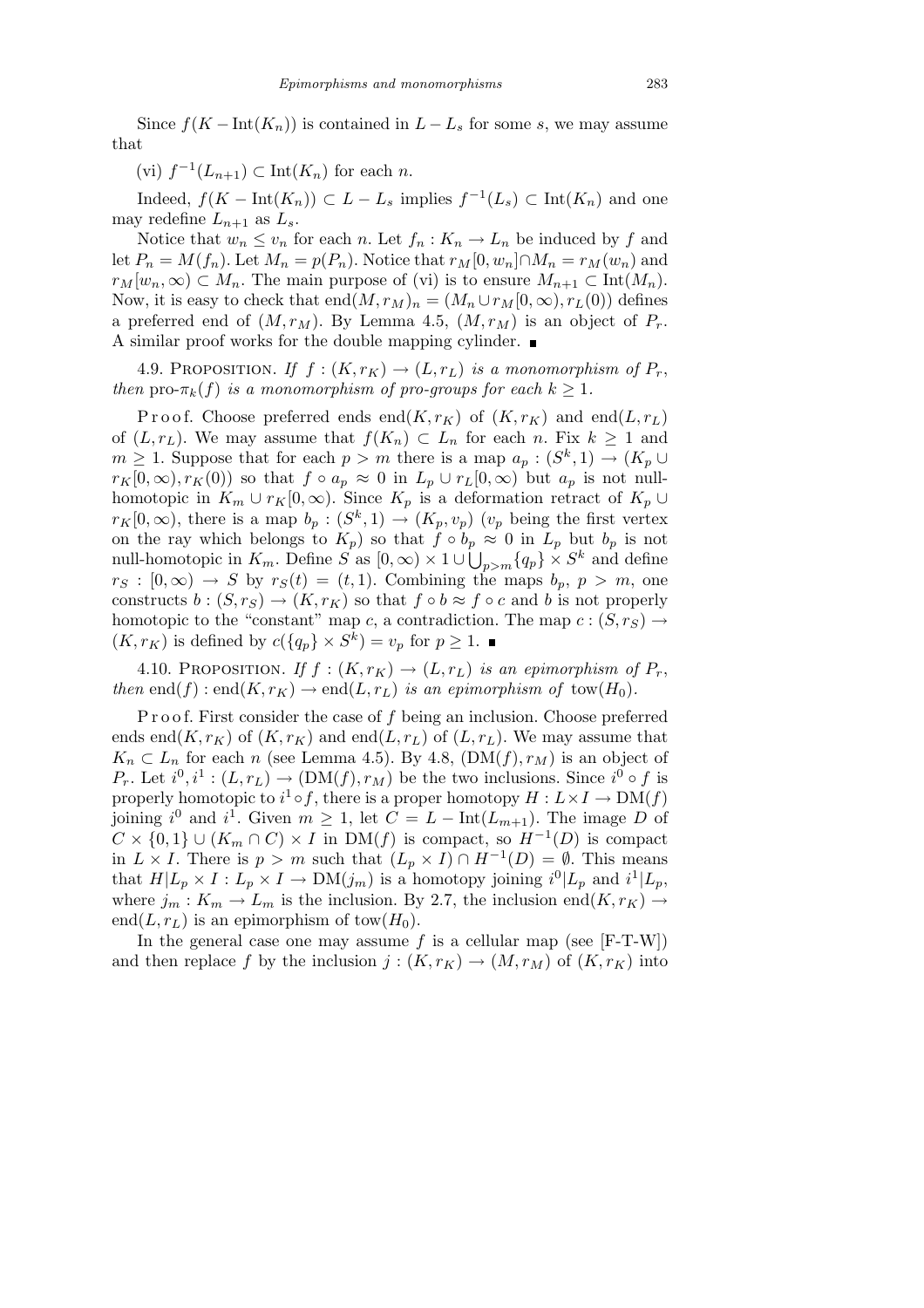Since $f(K - \mathrm{Int}(K_n))$ is contained in $L - L_s$ for some $s$, we may assume that

(vi) $f^{-1}(L_{n+1}) \subset \mathrm{Int}(K_n)$ for each $n$.

Indeed, $f(K - \mathrm{Int}(K_n)) \subset L - L_s$ implies $f^{-1}(L_s) \subset \mathrm{Int}(K_n)$ and one may redefine $L_{n+1}$ as $L_s$.

Notice that $w_n \le v_n$ for each $n$. Let $f_n : K_n \to L_n$ be induced by $f$ and let $P_n = M(f_n)$. Let $M_n = p(P_n)$. Notice that $r_M[0, w_n] \cap M_n = r_M(w_n)$ and $r_M[w_n, \infty) \subset M_n$. The main purpose of (vi) is to ensure $M_{n+1} \subset \mathrm{Int}(M_n)$. Now, it is easy to check that $\mathrm{end}(M, r_M)_n = (M_n \cup r_M[0,\infty), r_L(0))$ defines a preferred end of $(M, r_M)$. By Lemma 4.5, $(M, r_M)$ is an object of $P_r$. A similar proof works for the double mapping cylinder. ∎

4.9. Proposition. *If $f : (K, r_K) \to (L, r_L)$ is a monomorphism of $P_r$, then $\text{pro-}\pi_k(f)$ is a monomorphism of pro-groups for each $k \ge 1$.*

Proof. Choose preferred ends $\mathrm{end}(K, r_K)$ of $(K, r_K)$ and $\mathrm{end}(L, r_L)$ of $(L, r_L)$. We may assume that $f(K_n) \subset L_n$ for each $n$. Fix $k \ge 1$ and $m \ge 1$. Suppose that for each $p > m$ there is a map $a_p : (S^k, 1) \to (K_p \cup r_K[0,\infty), r_K(0))$ so that $f \circ a_p \approx 0$ in $L_p \cup r_L[0,\infty)$ but $a_p$ is not null-homotopic in $K_m \cup r_K[0,\infty)$. Since $K_p$ is a deformation retract of $K_p \cup r_K[0,\infty)$, there is a map $b_p : (S^k, 1) \to (K_p, v_p)$ ($v_p$ being the first vertex on the ray which belongs to $K_p$) so that $f \circ b_p \approx 0$ in $L_p$ but $b_p$ is not null-homotopic in $K_m$. Define $S$ as $[0,\infty) \times 1 \cup \bigcup_{p>m} \{q_p\} \times S^k$ and define $r_S : [0,\infty) \to S$ by $r_S(t) = (t, 1)$. Combining the maps $b_p$, $p > m$, one constructs $b : (S, r_S) \to (K, r_K)$ so that $f \circ b \approx f \circ c$ and $b$ is not properly homotopic to the "constant" map $c$, a contradiction. The map $c : (S, r_S) \to (K, r_K)$ is defined by $c(\{q_p\} \times S^k) = v_p$ for $p \ge 1$. ∎

4.10. Proposition. *If $f : (K, r_K) \to (L, r_L)$ is an epimorphism of $P_r$, then $\mathrm{end}(f) : \mathrm{end}(K, r_K) \to \mathrm{end}(L, r_L)$ is an epimorphism of $\mathrm{tow}(H_0)$.*

Proof. First consider the case of $f$ being an inclusion. Choose preferred ends $\mathrm{end}(K, r_K)$ of $(K, r_K)$ and $\mathrm{end}(L, r_L)$ of $(L, r_L)$. We may assume that $K_n \subset L_n$ for each $n$ (see Lemma 4.5). By 4.8, $(\mathrm{DM}(f), r_M)$ is an object of $P_r$. Let $i^0, i^1 : (L, r_L) \to (\mathrm{DM}(f), r_M)$ be the two inclusions. Since $i^0 \circ f$ is properly homotopic to $i^1 \circ f$, there is a proper homotopy $H : L \times I \to \mathrm{DM}(f)$ joining $i^0$ and $i^1$. Given $m \ge 1$, let $C = L - \mathrm{Int}(L_{m+1})$. The image $D$ of $C \times \{0,1\} \cup (K_m \cap C) \times I$ in $\mathrm{DM}(f)$ is compact, so $H^{-1}(D)$ is compact in $L \times I$. There is $p > m$ such that $(L_p \times I) \cap H^{-1}(D) = \emptyset$. This means that $H|L_p \times I : L_p \times I \to \mathrm{DM}(j_m)$ is a homotopy joining $i^0|L_p$ and $i^1|L_p$, where $j_m : K_m \to L_m$ is the inclusion. By 2.7, the inclusion $\mathrm{end}(K, r_K) \to \mathrm{end}(L, r_L)$ is an epimorphism of $\mathrm{tow}(H_0)$.

In the general case one may assume $f$ is a cellular map (see [F-T-W]) and then replace $f$ by the inclusion $j : (K, r_K) \to (M, r_M)$ of $(K, r_K)$ into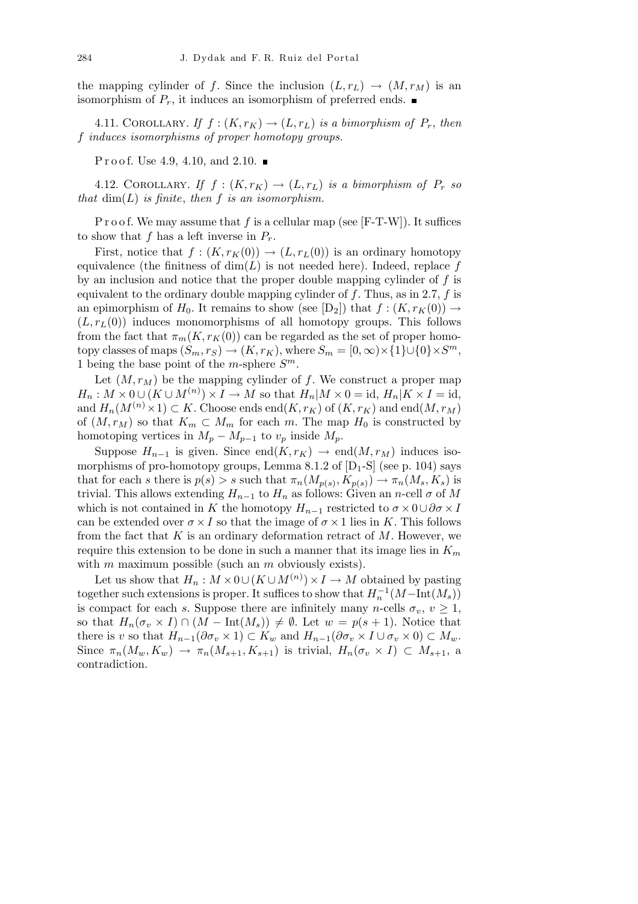the mapping cylinder of $f$. Since the inclusion $(L, r_L) \to (M, r_M)$ is an isomorphism of $P_r$, it induces an isomorphism of preferred ends. ∎

4.11. Corollary. *If $f : (K, r_K) \to (L, r_L)$ is a bimorphism of $P_r$, then $f$ induces isomorphisms of proper homotopy groups.*

Proof. Use 4.9, 4.10, and 2.10. ∎

4.12. Corollary. *If $f : (K, r_K) \to (L, r_L)$ is a bimorphism of $P_r$ so that $\dim(L)$ is finite, then $f$ is an isomorphism.*

Proof. We may assume that $f$ is a cellular map (see [F-T-W]). It suffices to show that $f$ has a left inverse in $P_r$.

First, notice that $f : (K, r_K(0)) \to (L, r_L(0))$ is an ordinary homotopy equivalence (the finitness of $\dim(L)$ is not needed here). Indeed, replace $f$ by an inclusion and notice that the proper double mapping cylinder of $f$ is equivalent to the ordinary double mapping cylinder of $f$. Thus, as in 2.7, $f$ is an epimorphism of $H_0$. It remains to show (see [D$_2$]) that $f : (K, r_K(0)) \to (L, r_L(0))$ induces monomorphisms of all homotopy groups. This follows from the fact that $\pi_m(K, r_K(0))$ can be regarded as the set of proper homotopy classes of maps $(S_m, r_S) \to (K, r_K)$, where $S_m = [0, \infty) \times \{1\} \cup \{0\} \times S^m$, 1 being the base point of the $m$-sphere $S^m$.

Let $(M, r_M)$ be the mapping cylinder of $f$. We construct a proper map $H_n : M \times 0 \cup (K \cup M^{(n)}) \times I \to M$ so that $H_n | M \times 0 = \mathrm{id}$, $H_n | K \times I = \mathrm{id}$, and $H_n(M^{(n)} \times 1) \subset K$. Choose ends $\mathrm{end}(K, r_K)$ of $(K, r_K)$ and $\mathrm{end}(M, r_M)$ of $(M, r_M)$ so that $K_m \subset M_m$ for each $m$. The map $H_0$ is constructed by homotoping vertices in $M_p - M_{p-1}$ to $v_p$ inside $M_p$.

Suppose $H_{n-1}$ is given. Since $\mathrm{end}(K, r_K) \to \mathrm{end}(M, r_M)$ induces isomorphisms of pro-homotopy groups, Lemma 8.1.2 of [D$_1$-S] (see p. 104) says that for each $s$ there is $p(s) > s$ such that $\pi_n(M_{p(s)}, K_{p(s)}) \to \pi_n(M_s, K_s)$ is trivial. This allows extending $H_{n-1}$ to $H_n$ as follows: Given an $n$-cell $\sigma$ of $M$ which is not contained in $K$ the homotopy $H_{n-1}$ restricted to $\sigma \times 0 \cup \partial\sigma \times I$ can be extended over $\sigma \times I$ so that the image of $\sigma \times 1$ lies in $K$. This follows from the fact that $K$ is an ordinary deformation retract of $M$. However, we require this extension to be done in such a manner that its image lies in $K_m$ with $m$ maximum possible (such an $m$ obviously exists).

Let us show that $H_n : M \times 0 \cup (K \cup M^{(n)}) \times I \to M$ obtained by pasting together such extensions is proper. It suffices to show that $H_n^{-1}(M - \mathrm{Int}(M_s))$ is compact for each $s$. Suppose there are infinitely many $n$-cells $\sigma_v$, $v \geq 1$, so that $H_n(\sigma_v \times I) \cap (M - \mathrm{Int}(M_s)) \neq \emptyset$. Let $w = p(s+1)$. Notice that there is $v$ so that $H_{n-1}(\partial\sigma_v \times 1) \subset K_w$ and $H_{n-1}(\partial\sigma_v \times I \cup \sigma_v \times 0) \subset M_w$. Since $\pi_n(M_w, K_w) \to \pi_n(M_{s+1}, K_{s+1})$ is trivial, $H_n(\sigma_v \times I) \subset M_{s+1}$, a contradiction.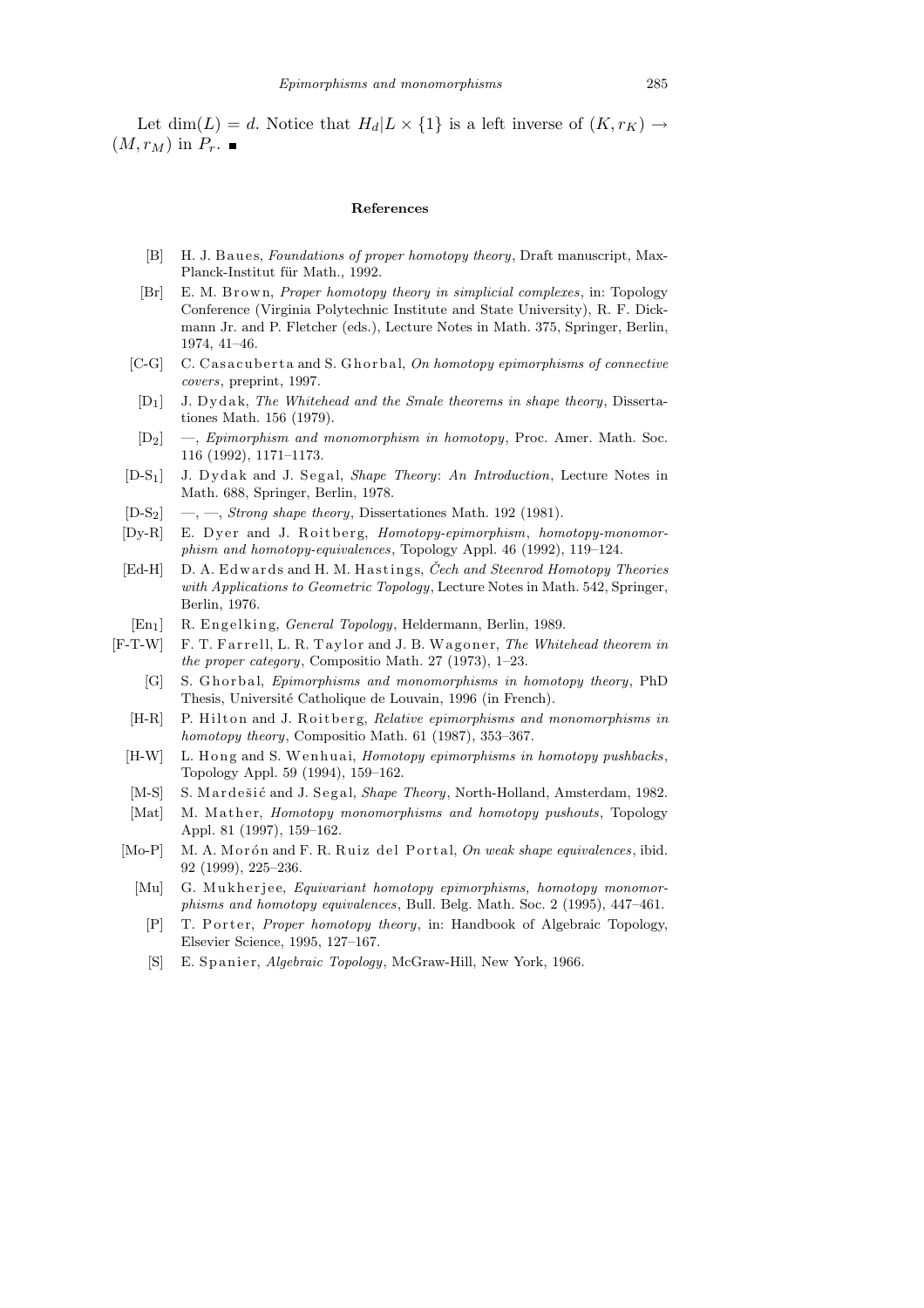Let $\dim(L) = d$. Notice that $H_d|L \times \{1\}$ is a left inverse of $(K, r_K) \to (M, r_M)$ in $P_r$. ■

## References

- [B] H. J. Baues, *Foundations of proper homotopy theory*, Draft manuscript, Max-Planck-Institut für Math., 1992.
- [Br] E. M. Brown, *Proper homotopy theory in simplicial complexes*, in: Topology Conference (Virginia Polytechnic Institute and State University), R. F. Dickmann Jr. and P. Fletcher (eds.), Lecture Notes in Math. 375, Springer, Berlin, 1974, 41–46.
- [C-G] C. Casacuberta and S. Ghorbal, *On homotopy epimorphisms of connective covers*, preprint, 1997.
- [D$_1$] J. Dydak, *The Whitehead and the Smale theorems in shape theory*, Dissertationes Math. 156 (1979).
- [D$_2$] —, *Epimorphism and monomorphism in homotopy*, Proc. Amer. Math. Soc. 116 (1992), 1171–1173.
- [D-S$_1$] J. Dydak and J. Segal, *Shape Theory: An Introduction*, Lecture Notes in Math. 688, Springer, Berlin, 1978.
- [D-S$_2$] —, —, *Strong shape theory*, Dissertationes Math. 192 (1981).
- [Dy-R] E. Dyer and J. Roitberg, *Homotopy-epimorphism, homotopy-monomorphism and homotopy-equivalences*, Topology Appl. 46 (1992), 119–124.
- [Ed-H] D. A. Edwards and H. M. Hastings, *Čech and Steenrod Homotopy Theories with Applications to Geometric Topology*, Lecture Notes in Math. 542, Springer, Berlin, 1976.
- [En$_1$] R. Engelking, *General Topology*, Heldermann, Berlin, 1989.
- [F-T-W] F. T. Farrell, L. R. Taylor and J. B. Wagoner, *The Whitehead theorem in the proper category*, Compositio Math. 27 (1973), 1–23.
- [G] S. Ghorbal, *Epimorphisms and monomorphisms in homotopy theory*, PhD Thesis, Université Catholique de Louvain, 1996 (in French).
- [H-R] P. Hilton and J. Roitberg, *Relative epimorphisms and monomorphisms in homotopy theory*, Compositio Math. 61 (1987), 353–367.
- [H-W] L. Hong and S. Wenhuai, *Homotopy epimorphisms in homotopy pushbacks*, Topology Appl. 59 (1994), 159–162.
- [M-S] S. Mardešić and J. Segal, *Shape Theory*, North-Holland, Amsterdam, 1982.
- [Mat] M. Mather, *Homotopy monomorphisms and homotopy pushouts*, Topology Appl. 81 (1997), 159–162.
- [Mo-P] M. A. Morón and F. R. Ruiz del Portal, *On weak shape equivalences*, ibid. 92 (1999), 225–236.
- [Mu] G. Mukherjee, *Equivariant homotopy epimorphisms, homotopy monomorphisms and homotopy equivalences*, Bull. Belg. Math. Soc. 2 (1995), 447–461.
- [P] T. Porter, *Proper homotopy theory*, in: Handbook of Algebraic Topology, Elsevier Science, 1995, 127–167.
- [S] E. Spanier, *Algebraic Topology*, McGraw-Hill, New York, 1966.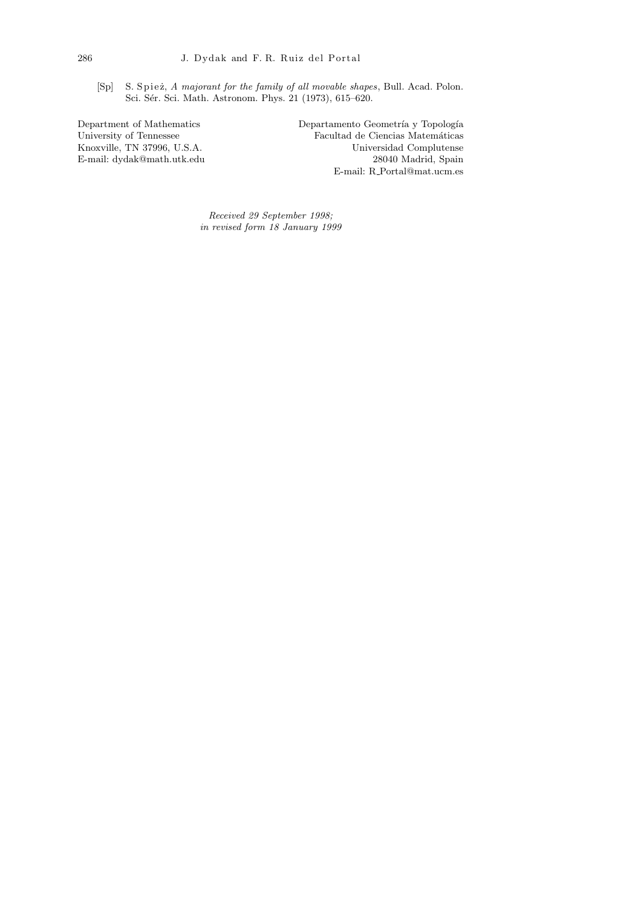[Sp] S. Spież, *A majorant for the family of all movable shapes*, Bull. Acad. Polon. Sci. Sér. Sci. Math. Astronom. Phys. 21 (1973), 615–620.

Department of Mathematics
University of Tennessee
Knoxville, TN 37996, U.S.A.
E-mail: dydak@math.utk.edu

Departamento Geometría y Topología
Facultad de Ciencias Matemáticas
Universidad Complutense
28040 Madrid, Spain
E-mail: R_Portal@mat.ucm.es

*Received 29 September 1998;*
*in revised form 18 January 1999*